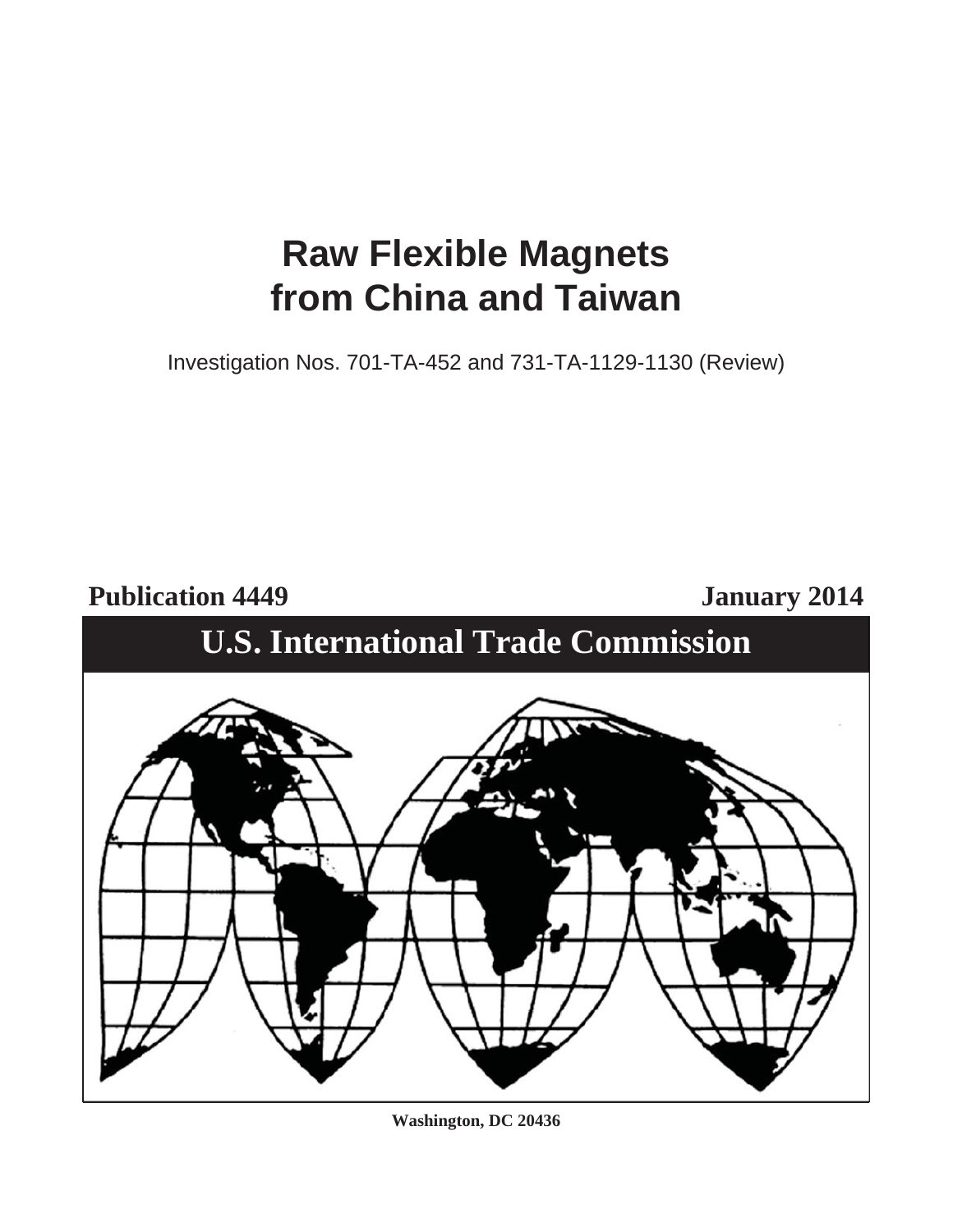# Raw Flexible Magnets from China and Taiwan

Investigation Nos. 701-TA-452 and 731-TA-1129-1130 (Review)

**Publication 4449** **January 2014**

## U.S. International Trade Commission

**Washington, DC 20436**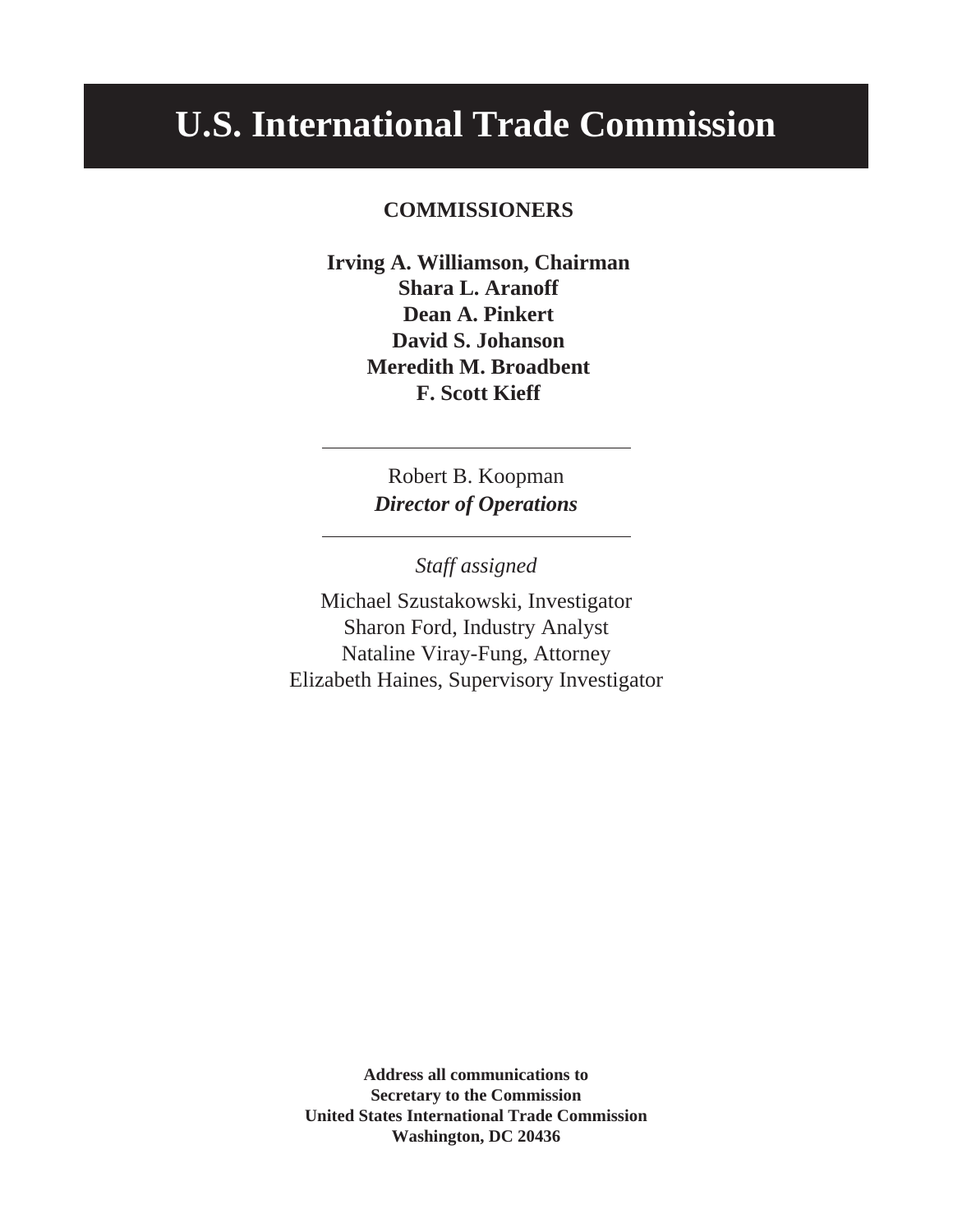# U.S. International Trade Commission

**COMMISSIONERS**

**Irving A. Williamson, Chairman**
**Shara L. Aranoff**
**Dean A. Pinkert**
**David S. Johanson**
**Meredith M. Broadbent**
**F. Scott Kieff**

---

Robert B. Koopman
***Director of Operations***

---

*Staff assigned*

Michael Szustakowski, Investigator
Sharon Ford, Industry Analyst
Nataline Viray-Fung, Attorney
Elizabeth Haines, Supervisory Investigator

**Address all communications to**
**Secretary to the Commission**
**United States International Trade Commission**
**Washington, DC 20436**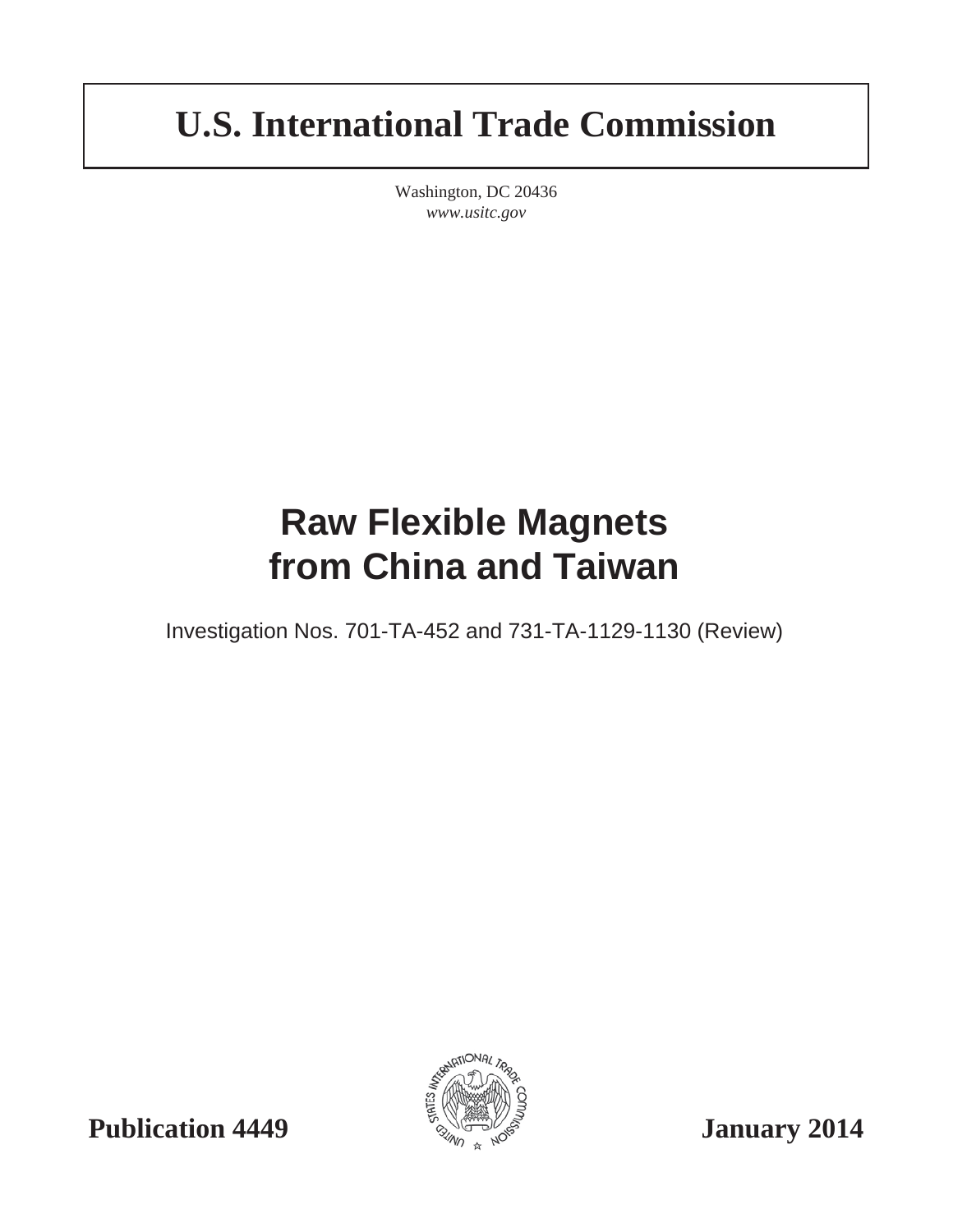# U.S. International Trade Commission

Washington, DC 20436
*www.usitc.gov*

# Raw Flexible Magnets from China and Taiwan

Investigation Nos. 701-TA-452 and 731-TA-1129-1130 (Review)

**Publication 4449** **January 2014**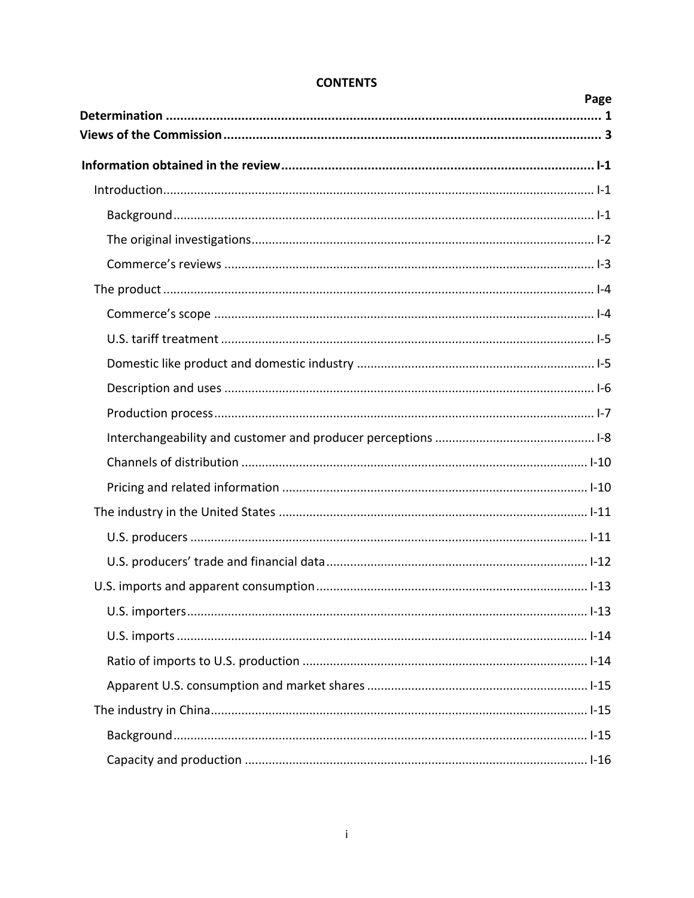# CONTENTS

| | Page |
|---|---|
| **Determination** | **1** |
| **Views of the Commission** | **3** |
| **Information obtained in the review** | **I-1** |
| Introduction | I-1 |
| Background | I-1 |
| The original investigations | I-2 |
| Commerce's reviews | I-3 |
| The product | I-4 |
| Commerce's scope | I-4 |
| U.S. tariff treatment | I-5 |
| Domestic like product and domestic industry | I-5 |
| Description and uses | I-6 |
| Production process | I-7 |
| Interchangeability and customer and producer perceptions | I-8 |
| Channels of distribution | I-10 |
| Pricing and related information | I-10 |
| The industry in the United States | I-11 |
| U.S. producers | I-11 |
| U.S. producers' trade and financial data | I-12 |
| U.S. imports and apparent consumption | I-13 |
| U.S. importers | I-13 |
| U.S. imports | I-14 |
| Ratio of imports to U.S. production | I-14 |
| Apparent U.S. consumption and market shares | I-15 |
| The industry in China | I-15 |
| Background | I-15 |
| Capacity and production | I-16 |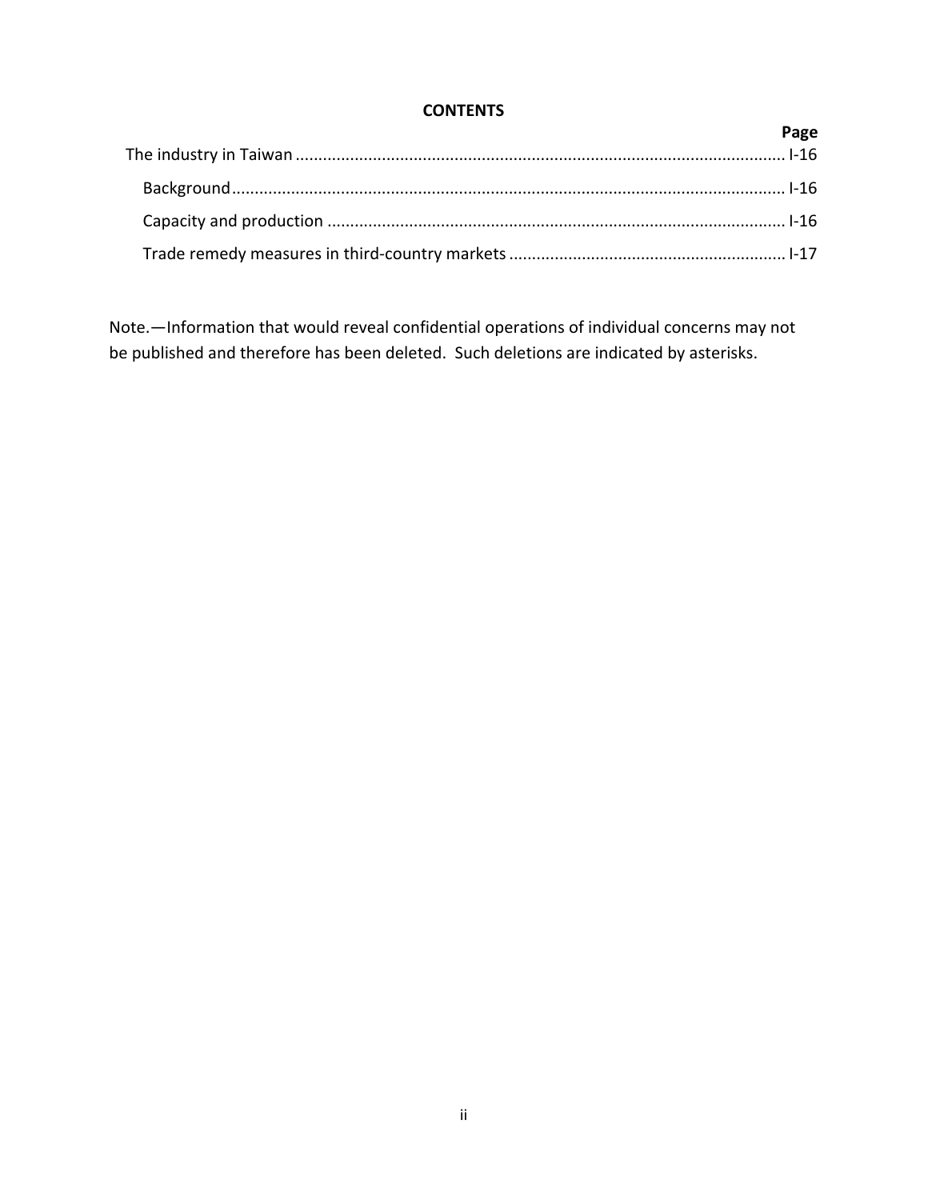**CONTENTS**

| | Page |
|---|---|
| The industry in Taiwan | I-16 |
| Background | I-16 |
| Capacity and production | I-16 |
| Trade remedy measures in third-country markets | I-17 |

Note.—Information that would reveal confidential operations of individual concerns may not be published and therefore has been deleted. Such deletions are indicated by asterisks.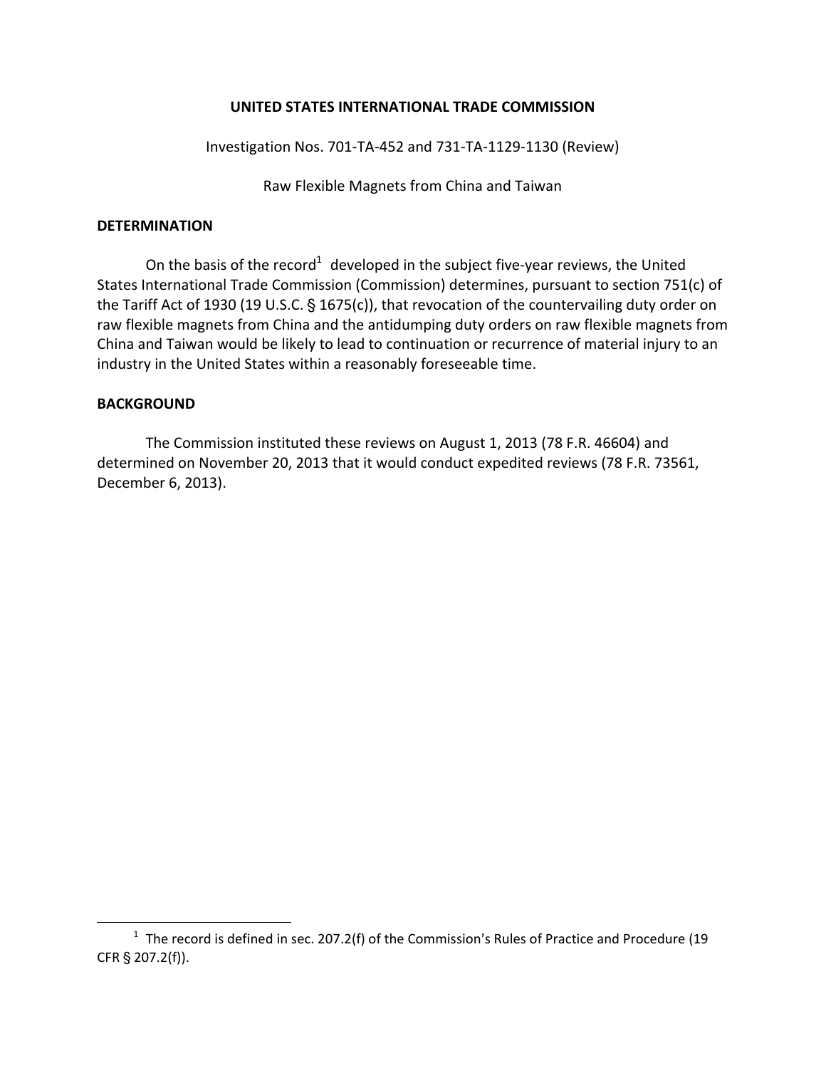**UNITED STATES INTERNATIONAL TRADE COMMISSION**

Investigation Nos. 701-TA-452 and 731-TA-1129-1130 (Review)

Raw Flexible Magnets from China and Taiwan

## DETERMINATION

On the basis of the record[1] developed in the subject five-year reviews, the United States International Trade Commission (Commission) determines, pursuant to section 751(c) of the Tariff Act of 1930 (19 U.S.C. § 1675(c)), that revocation of the countervailing duty order on raw flexible magnets from China and the antidumping duty orders on raw flexible magnets from China and Taiwan would be likely to lead to continuation or recurrence of material injury to an industry in the United States within a reasonably foreseeable time.

## BACKGROUND

The Commission instituted these reviews on August 1, 2013 (78 F.R. 46604) and determined on November 20, 2013 that it would conduct expedited reviews (78 F.R. 73561, December 6, 2013).

[1] The record is defined in sec. 207.2(f) of the Commission's Rules of Practice and Procedure (19 CFR § 207.2(f)).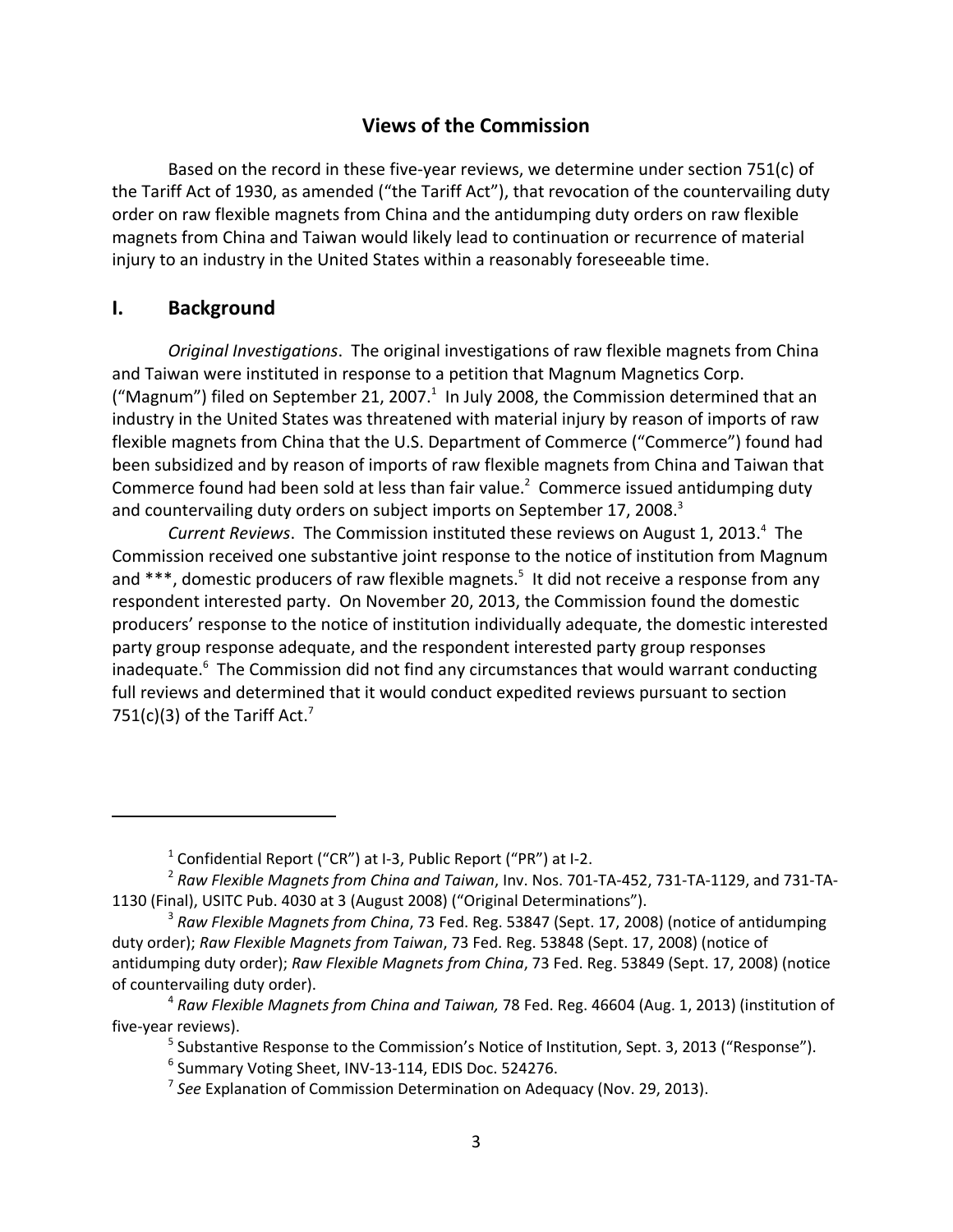## Views of the Commission

Based on the record in these five-year reviews, we determine under section 751(c) of the Tariff Act of 1930, as amended ("the Tariff Act"), that revocation of the countervailing duty order on raw flexible magnets from China and the antidumping duty orders on raw flexible magnets from China and Taiwan would likely lead to continuation or recurrence of material injury to an industry in the United States within a reasonably foreseeable time.

## I. Background

*Original Investigations*. The original investigations of raw flexible magnets from China and Taiwan were instituted in response to a petition that Magnum Magnetics Corp. ("Magnum") filed on September 21, 2007.[1] In July 2008, the Commission determined that an industry in the United States was threatened with material injury by reason of imports of raw flexible magnets from China that the U.S. Department of Commerce ("Commerce") found had been subsidized and by reason of imports of raw flexible magnets from China and Taiwan that Commerce found had been sold at less than fair value.[2] Commerce issued antidumping duty and countervailing duty orders on subject imports on September 17, 2008.[3]

*Current Reviews*. The Commission instituted these reviews on August 1, 2013.[4] The Commission received one substantive joint response to the notice of institution from Magnum and ***, domestic producers of raw flexible magnets.[5] It did not receive a response from any respondent interested party. On November 20, 2013, the Commission found the domestic producers' response to the notice of institution individually adequate, the domestic interested party group response adequate, and the respondent interested party group responses inadequate.[6] The Commission did not find any circumstances that would warrant conducting full reviews and determined that it would conduct expedited reviews pursuant to section 751(c)(3) of the Tariff Act.[7]

---

[1] Confidential Report ("CR") at I-3, Public Report ("PR") at I-2.

[2] *Raw Flexible Magnets from China and Taiwan*, Inv. Nos. 701-TA-452, 731-TA-1129, and 731-TA-1130 (Final), USITC Pub. 4030 at 3 (August 2008) ("Original Determinations").

[3] *Raw Flexible Magnets from China*, 73 Fed. Reg. 53847 (Sept. 17, 2008) (notice of antidumping duty order); *Raw Flexible Magnets from Taiwan*, 73 Fed. Reg. 53848 (Sept. 17, 2008) (notice of antidumping duty order); *Raw Flexible Magnets from China*, 73 Fed. Reg. 53849 (Sept. 17, 2008) (notice of countervailing duty order).

[4] *Raw Flexible Magnets from China and Taiwan,* 78 Fed. Reg. 46604 (Aug. 1, 2013) (institution of five-year reviews).

[5] Substantive Response to the Commission's Notice of Institution, Sept. 3, 2013 ("Response").

[6] Summary Voting Sheet, INV-13-114, EDIS Doc. 524276.

[7] *See* Explanation of Commission Determination on Adequacy (Nov. 29, 2013).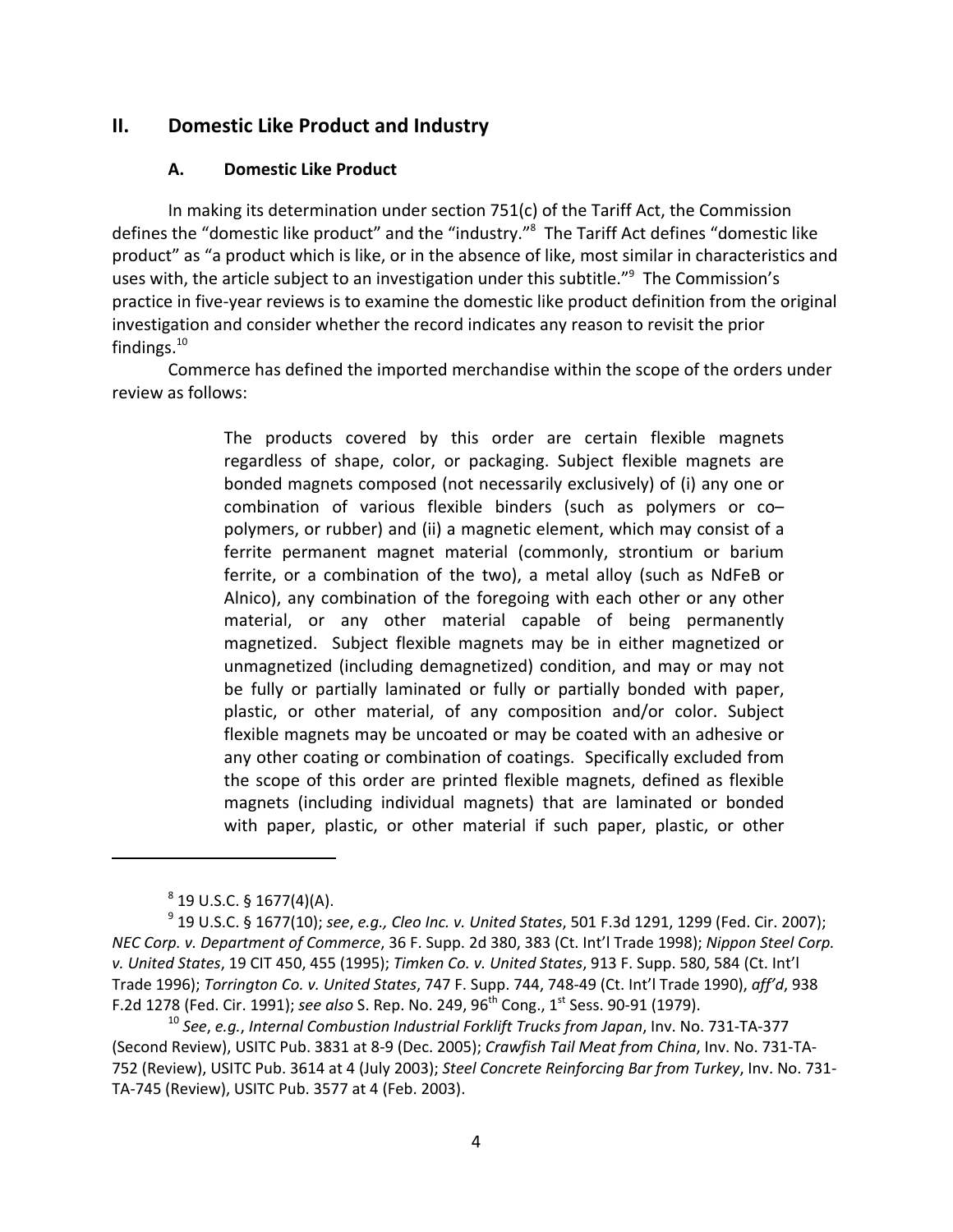## II. Domestic Like Product and Industry

### A. Domestic Like Product

In making its determination under section 751(c) of the Tariff Act, the Commission defines the "domestic like product" and the "industry."[8] The Tariff Act defines "domestic like product" as "a product which is like, or in the absence of like, most similar in characteristics and uses with, the article subject to an investigation under this subtitle."[9] The Commission's practice in five-year reviews is to examine the domestic like product definition from the original investigation and consider whether the record indicates any reason to revisit the prior findings.[10]

Commerce has defined the imported merchandise within the scope of the orders under review as follows:

> The products covered by this order are certain flexible magnets regardless of shape, color, or packaging. Subject flexible magnets are bonded magnets composed (not necessarily exclusively) of (i) any one or combination of various flexible binders (such as polymers or co–polymers, or rubber) and (ii) a magnetic element, which may consist of a ferrite permanent magnet material (commonly, strontium or barium ferrite, or a combination of the two), a metal alloy (such as NdFeB or Alnico), any combination of the foregoing with each other or any other material, or any other material capable of being permanently magnetized. Subject flexible magnets may be in either magnetized or unmagnetized (including demagnetized) condition, and may or may not be fully or partially laminated or fully or partially bonded with paper, plastic, or other material, of any composition and/or color. Subject flexible magnets may be uncoated or may be coated with an adhesive or any other coating or combination of coatings. Specifically excluded from the scope of this order are printed flexible magnets, defined as flexible magnets (including individual magnets) that are laminated or bonded with paper, plastic, or other material if such paper, plastic, or other

---

[8] 19 U.S.C. § 1677(4)(A).

[9] 19 U.S.C. § 1677(10); *see*, *e.g., Cleo Inc. v. United States*, 501 F.3d 1291, 1299 (Fed. Cir. 2007); *NEC Corp. v. Department of Commerce*, 36 F. Supp. 2d 380, 383 (Ct. Int'l Trade 1998); *Nippon Steel Corp. v. United States*, 19 CIT 450, 455 (1995); *Timken Co. v. United States*, 913 F. Supp. 580, 584 (Ct. Int'l Trade 1996); *Torrington Co. v. United States*, 747 F. Supp. 744, 748-49 (Ct. Int'l Trade 1990), *aff'd*, 938 F.2d 1278 (Fed. Cir. 1991); *see also* S. Rep. No. 249, 96th Cong., 1st Sess. 90-91 (1979).

[10] *See*, *e.g.*, *Internal Combustion Industrial Forklift Trucks from Japan*, Inv. No. 731-TA-377 (Second Review), USITC Pub. 3831 at 8-9 (Dec. 2005); *Crawfish Tail Meat from China*, Inv. No. 731-TA-752 (Review), USITC Pub. 3614 at 4 (July 2003); *Steel Concrete Reinforcing Bar from Turkey*, Inv. No. 731-TA-745 (Review), USITC Pub. 3577 at 4 (Feb. 2003).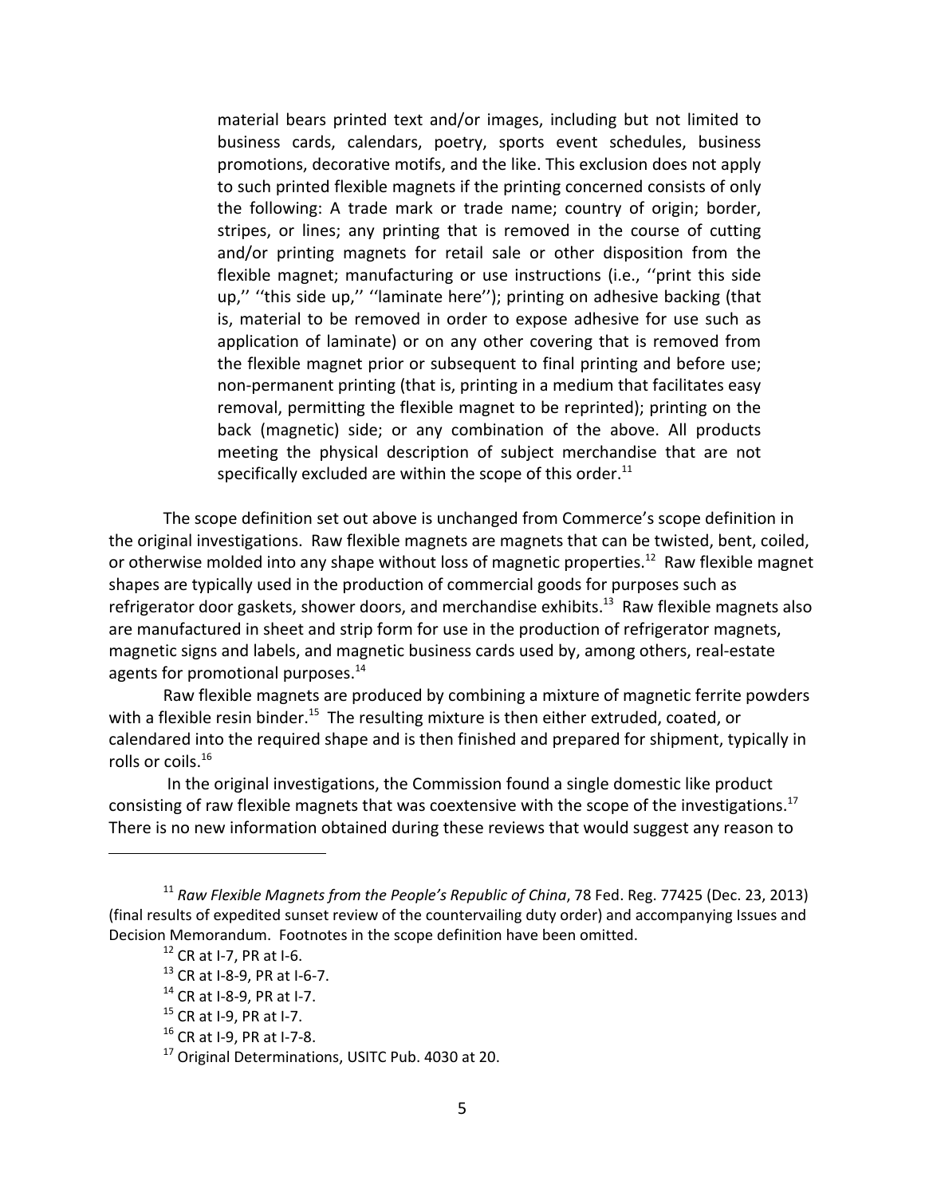> material bears printed text and/or images, including but not limited to business cards, calendars, poetry, sports event schedules, business promotions, decorative motifs, and the like. This exclusion does not apply to such printed flexible magnets if the printing concerned consists of only the following: A trade mark or trade name; country of origin; border, stripes, or lines; any printing that is removed in the course of cutting and/or printing magnets for retail sale or other disposition from the flexible magnet; manufacturing or use instructions (i.e., ''print this side up,'' ''this side up,'' ''laminate here''); printing on adhesive backing (that is, material to be removed in order to expose adhesive for use such as application of laminate) or on any other covering that is removed from the flexible magnet prior or subsequent to final printing and before use; non-permanent printing (that is, printing in a medium that facilitates easy removal, permitting the flexible magnet to be reprinted); printing on the back (magnetic) side; or any combination of the above. All products meeting the physical description of subject merchandise that are not specifically excluded are within the scope of this order.[11]

The scope definition set out above is unchanged from Commerce's scope definition in the original investigations. Raw flexible magnets are magnets that can be twisted, bent, coiled, or otherwise molded into any shape without loss of magnetic properties.[12] Raw flexible magnet shapes are typically used in the production of commercial goods for purposes such as refrigerator door gaskets, shower doors, and merchandise exhibits.[13] Raw flexible magnets also are manufactured in sheet and strip form for use in the production of refrigerator magnets, magnetic signs and labels, and magnetic business cards used by, among others, real-estate agents for promotional purposes.[14]

Raw flexible magnets are produced by combining a mixture of magnetic ferrite powders with a flexible resin binder.[15] The resulting mixture is then either extruded, coated, or calendared into the required shape and is then finished and prepared for shipment, typically in rolls or coils.[16]

In the original investigations, the Commission found a single domestic like product consisting of raw flexible magnets that was coextensive with the scope of the investigations.[17] There is no new information obtained during these reviews that would suggest any reason to

---

[11] *Raw Flexible Magnets from the People's Republic of China*, 78 Fed. Reg. 77425 (Dec. 23, 2013) (final results of expedited sunset review of the countervailing duty order) and accompanying Issues and Decision Memorandum. Footnotes in the scope definition have been omitted.

[12] CR at I-7, PR at I-6.

[13] CR at I-8-9, PR at I-6-7.

[14] CR at I-8-9, PR at I-7.

[15] CR at I-9, PR at I-7.

[16] CR at I-9, PR at I-7-8.

[17] Original Determinations, USITC Pub. 4030 at 20.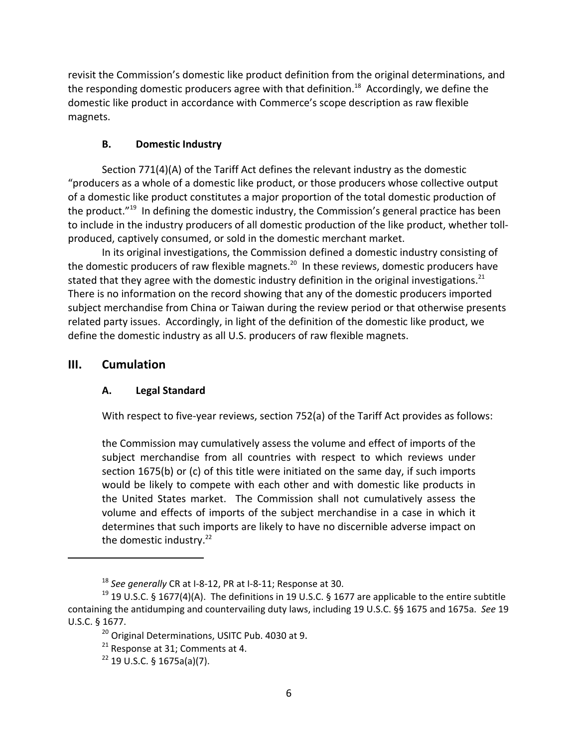revisit the Commission's domestic like product definition from the original determinations, and the responding domestic producers agree with that definition.[18] Accordingly, we define the domestic like product in accordance with Commerce's scope description as raw flexible magnets.

### B. Domestic Industry

Section 771(4)(A) of the Tariff Act defines the relevant industry as the domestic "producers as a whole of a domestic like product, or those producers whose collective output of a domestic like product constitutes a major proportion of the total domestic production of the product."[19] In defining the domestic industry, the Commission's general practice has been to include in the industry producers of all domestic production of the like product, whether toll-produced, captively consumed, or sold in the domestic merchant market.

In its original investigations, the Commission defined a domestic industry consisting of the domestic producers of raw flexible magnets.[20] In these reviews, domestic producers have stated that they agree with the domestic industry definition in the original investigations.[21] There is no information on the record showing that any of the domestic producers imported subject merchandise from China or Taiwan during the review period or that otherwise presents related party issues. Accordingly, in light of the definition of the domestic like product, we define the domestic industry as all U.S. producers of raw flexible magnets.

## III. Cumulation

### A. Legal Standard

With respect to five-year reviews, section 752(a) of the Tariff Act provides as follows:

> the Commission may cumulatively assess the volume and effect of imports of the subject merchandise from all countries with respect to which reviews under section 1675(b) or (c) of this title were initiated on the same day, if such imports would be likely to compete with each other and with domestic like products in the United States market. The Commission shall not cumulatively assess the volume and effects of imports of the subject merchandise in a case in which it determines that such imports are likely to have no discernible adverse impact on the domestic industry.[22]

---

[18] *See generally* CR at I-8-12, PR at I-8-11; Response at 30.

[19] 19 U.S.C. § 1677(4)(A). The definitions in 19 U.S.C. § 1677 are applicable to the entire subtitle containing the antidumping and countervailing duty laws, including 19 U.S.C. §§ 1675 and 1675a. *See* 19 U.S.C. § 1677.

[20] Original Determinations, USITC Pub. 4030 at 9.

[21] Response at 31; Comments at 4.

[22] 19 U.S.C. § 1675a(a)(7).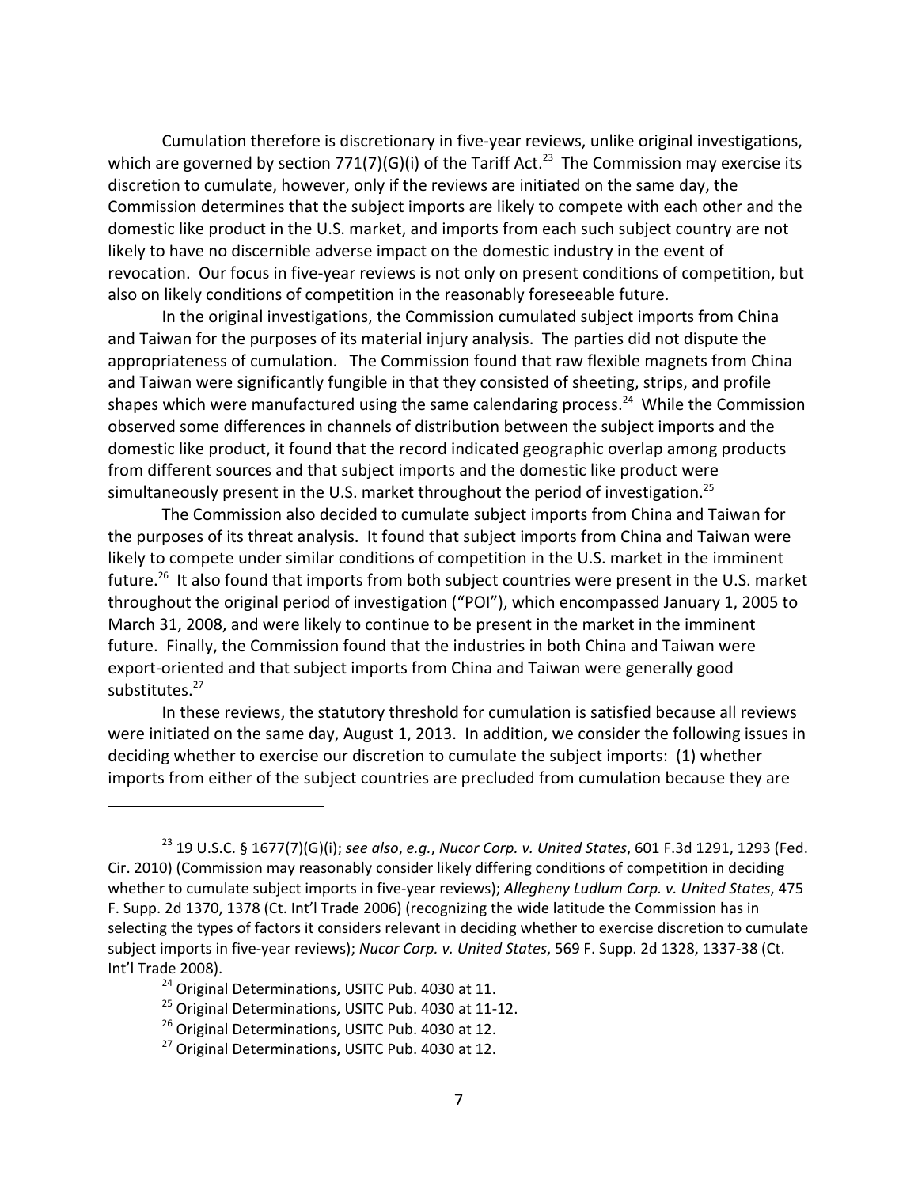Cumulation therefore is discretionary in five-year reviews, unlike original investigations, which are governed by section 771(7)(G)(i) of the Tariff Act.[23] The Commission may exercise its discretion to cumulate, however, only if the reviews are initiated on the same day, the Commission determines that the subject imports are likely to compete with each other and the domestic like product in the U.S. market, and imports from each such subject country are not likely to have no discernible adverse impact on the domestic industry in the event of revocation. Our focus in five-year reviews is not only on present conditions of competition, but also on likely conditions of competition in the reasonably foreseeable future.

In the original investigations, the Commission cumulated subject imports from China and Taiwan for the purposes of its material injury analysis. The parties did not dispute the appropriateness of cumulation. The Commission found that raw flexible magnets from China and Taiwan were significantly fungible in that they consisted of sheeting, strips, and profile shapes which were manufactured using the same calendaring process.[24] While the Commission observed some differences in channels of distribution between the subject imports and the domestic like product, it found that the record indicated geographic overlap among products from different sources and that subject imports and the domestic like product were simultaneously present in the U.S. market throughout the period of investigation.[25]

The Commission also decided to cumulate subject imports from China and Taiwan for the purposes of its threat analysis. It found that subject imports from China and Taiwan were likely to compete under similar conditions of competition in the U.S. market in the imminent future.[26] It also found that imports from both subject countries were present in the U.S. market throughout the original period of investigation ("POI"), which encompassed January 1, 2005 to March 31, 2008, and were likely to continue to be present in the market in the imminent future. Finally, the Commission found that the industries in both China and Taiwan were export-oriented and that subject imports from China and Taiwan were generally good substitutes.[27]

In these reviews, the statutory threshold for cumulation is satisfied because all reviews were initiated on the same day, August 1, 2013. In addition, we consider the following issues in deciding whether to exercise our discretion to cumulate the subject imports: (1) whether imports from either of the subject countries are precluded from cumulation because they are

---

[23] 19 U.S.C. § 1677(7)(G)(i); *see also*, *e.g.*, *Nucor Corp. v. United States*, 601 F.3d 1291, 1293 (Fed. Cir. 2010) (Commission may reasonably consider likely differing conditions of competition in deciding whether to cumulate subject imports in five-year reviews); *Allegheny Ludlum Corp. v. United States*, 475 F. Supp. 2d 1370, 1378 (Ct. Int'l Trade 2006) (recognizing the wide latitude the Commission has in selecting the types of factors it considers relevant in deciding whether to exercise discretion to cumulate subject imports in five-year reviews); *Nucor Corp. v. United States*, 569 F. Supp. 2d 1328, 1337-38 (Ct. Int'l Trade 2008).

[24] Original Determinations, USITC Pub. 4030 at 11.

[25] Original Determinations, USITC Pub. 4030 at 11-12.

[26] Original Determinations, USITC Pub. 4030 at 12.

[27] Original Determinations, USITC Pub. 4030 at 12.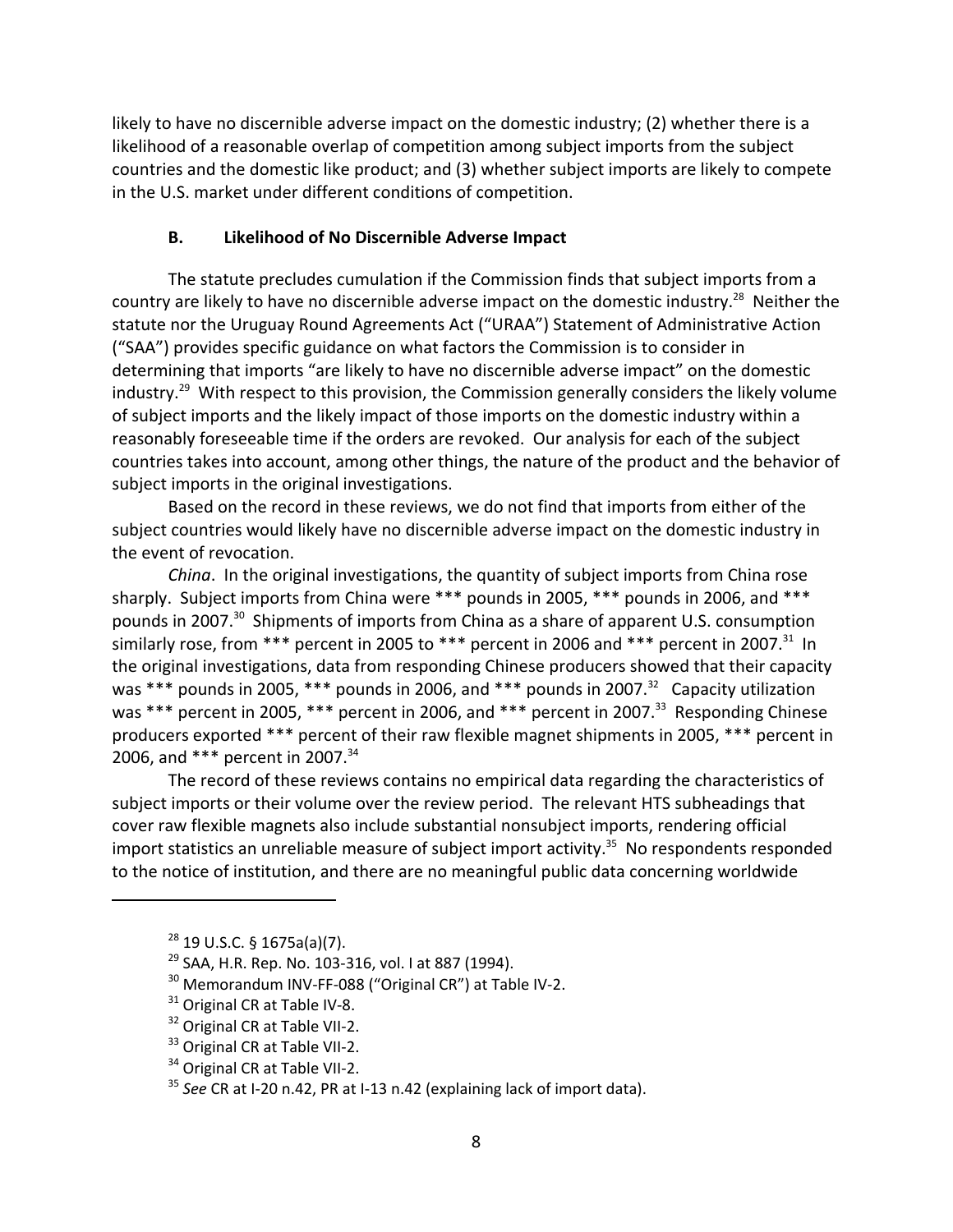likely to have no discernible adverse impact on the domestic industry; (2) whether there is a likelihood of a reasonable overlap of competition among subject imports from the subject countries and the domestic like product; and (3) whether subject imports are likely to compete in the U.S. market under different conditions of competition.

### B. Likelihood of No Discernible Adverse Impact

The statute precludes cumulation if the Commission finds that subject imports from a country are likely to have no discernible adverse impact on the domestic industry.[28] Neither the statute nor the Uruguay Round Agreements Act ("URAA") Statement of Administrative Action ("SAA") provides specific guidance on what factors the Commission is to consider in determining that imports "are likely to have no discernible adverse impact" on the domestic industry.[29] With respect to this provision, the Commission generally considers the likely volume of subject imports and the likely impact of those imports on the domestic industry within a reasonably foreseeable time if the orders are revoked. Our analysis for each of the subject countries takes into account, among other things, the nature of the product and the behavior of subject imports in the original investigations.

Based on the record in these reviews, we do not find that imports from either of the subject countries would likely have no discernible adverse impact on the domestic industry in the event of revocation.

*China*. In the original investigations, the quantity of subject imports from China rose sharply. Subject imports from China were *** pounds in 2005, *** pounds in 2006, and *** pounds in 2007.[30] Shipments of imports from China as a share of apparent U.S. consumption similarly rose, from *** percent in 2005 to *** percent in 2006 and *** percent in 2007.[31] In the original investigations, data from responding Chinese producers showed that their capacity was *** pounds in 2005, *** pounds in 2006, and *** pounds in 2007.[32] Capacity utilization was *** percent in 2005, *** percent in 2006, and *** percent in 2007.[33] Responding Chinese producers exported *** percent of their raw flexible magnet shipments in 2005, *** percent in 2006, and *** percent in 2007.[34]

The record of these reviews contains no empirical data regarding the characteristics of subject imports or their volume over the review period. The relevant HTS subheadings that cover raw flexible magnets also include substantial nonsubject imports, rendering official import statistics an unreliable measure of subject import activity.[35] No respondents responded to the notice of institution, and there are no meaningful public data concerning worldwide

---

[28] 19 U.S.C. § 1675a(a)(7).

[29] SAA, H.R. Rep. No. 103-316, vol. I at 887 (1994).

[30] Memorandum INV-FF-088 ("Original CR") at Table IV-2.

[31] Original CR at Table IV-8.

[32] Original CR at Table VII-2.

[33] Original CR at Table VII-2.

[34] Original CR at Table VII-2.

[35] *See* CR at I-20 n.42, PR at I-13 n.42 (explaining lack of import data).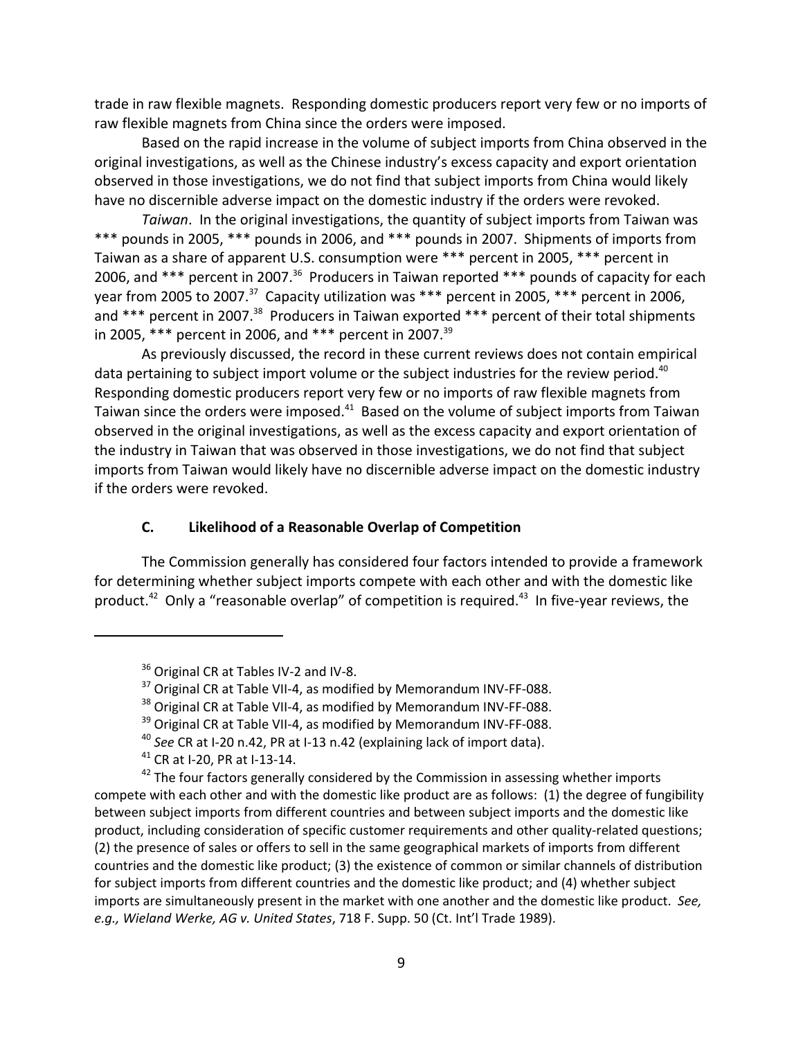trade in raw flexible magnets. Responding domestic producers report very few or no imports of raw flexible magnets from China since the orders were imposed.

Based on the rapid increase in the volume of subject imports from China observed in the original investigations, as well as the Chinese industry's excess capacity and export orientation observed in those investigations, we do not find that subject imports from China would likely have no discernible adverse impact on the domestic industry if the orders were revoked.

*Taiwan*. In the original investigations, the quantity of subject imports from Taiwan was *** pounds in 2005, *** pounds in 2006, and *** pounds in 2007. Shipments of imports from Taiwan as a share of apparent U.S. consumption were *** percent in 2005, *** percent in 2006, and *** percent in 2007.[36] Producers in Taiwan reported *** pounds of capacity for each year from 2005 to 2007.[37] Capacity utilization was *** percent in 2005, *** percent in 2006, and *** percent in 2007.[38] Producers in Taiwan exported *** percent of their total shipments in 2005, *** percent in 2006, and *** percent in 2007.[39]

As previously discussed, the record in these current reviews does not contain empirical data pertaining to subject import volume or the subject industries for the review period.[40] Responding domestic producers report very few or no imports of raw flexible magnets from Taiwan since the orders were imposed.[41] Based on the volume of subject imports from Taiwan observed in the original investigations, as well as the excess capacity and export orientation of the industry in Taiwan that was observed in those investigations, we do not find that subject imports from Taiwan would likely have no discernible adverse impact on the domestic industry if the orders were revoked.

### C. Likelihood of a Reasonable Overlap of Competition

The Commission generally has considered four factors intended to provide a framework for determining whether subject imports compete with each other and with the domestic like product.[42] Only a "reasonable overlap" of competition is required.[43] In five-year reviews, the

---

[36] Original CR at Tables IV-2 and IV-8.

[37] Original CR at Table VII-4, as modified by Memorandum INV-FF-088.

[38] Original CR at Table VII-4, as modified by Memorandum INV-FF-088.

[39] Original CR at Table VII-4, as modified by Memorandum INV-FF-088.

[40] *See* CR at I-20 n.42, PR at I-13 n.42 (explaining lack of import data).

[41] CR at I-20, PR at I-13-14.

[42] The four factors generally considered by the Commission in assessing whether imports compete with each other and with the domestic like product are as follows: (1) the degree of fungibility between subject imports from different countries and between subject imports and the domestic like product, including consideration of specific customer requirements and other quality-related questions; (2) the presence of sales or offers to sell in the same geographical markets of imports from different countries and the domestic like product; (3) the existence of common or similar channels of distribution for subject imports from different countries and the domestic like product; and (4) whether subject imports are simultaneously present in the market with one another and the domestic like product. *See, e.g., Wieland Werke, AG v. United States*, 718 F. Supp. 50 (Ct. Int'l Trade 1989).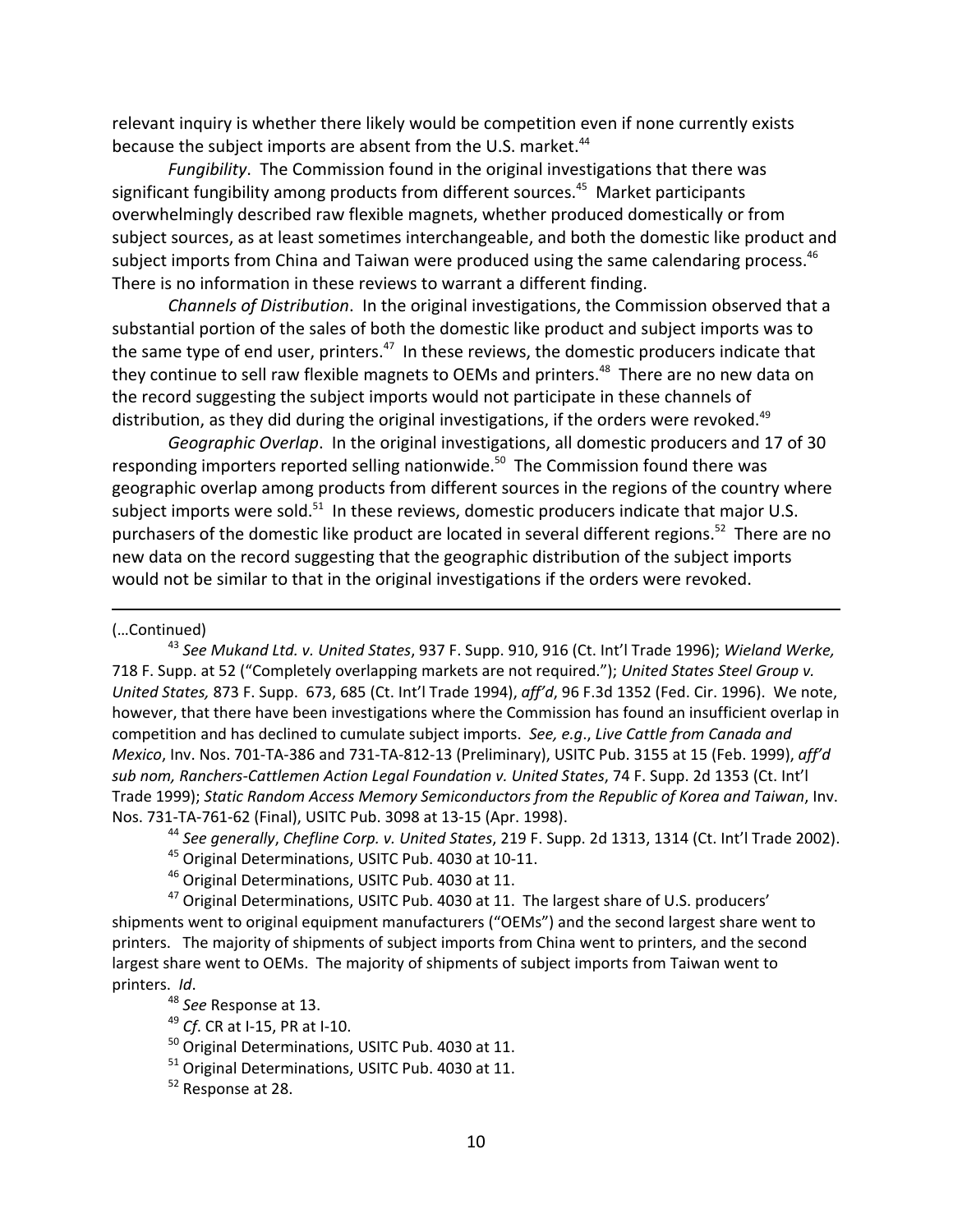relevant inquiry is whether there likely would be competition even if none currently exists because the subject imports are absent from the U.S. market.[44]

*Fungibility*. The Commission found in the original investigations that there was significant fungibility among products from different sources.[45] Market participants overwhelmingly described raw flexible magnets, whether produced domestically or from subject sources, as at least sometimes interchangeable, and both the domestic like product and subject imports from China and Taiwan were produced using the same calendaring process.[46] There is no information in these reviews to warrant a different finding.

*Channels of Distribution*. In the original investigations, the Commission observed that a substantial portion of the sales of both the domestic like product and subject imports was to the same type of end user, printers.[47] In these reviews, the domestic producers indicate that they continue to sell raw flexible magnets to OEMs and printers.[48] There are no new data on the record suggesting the subject imports would not participate in these channels of distribution, as they did during the original investigations, if the orders were revoked.[49]

*Geographic Overlap*. In the original investigations, all domestic producers and 17 of 30 responding importers reported selling nationwide.[50] The Commission found there was geographic overlap among products from different sources in the regions of the country where subject imports were sold.[51] In these reviews, domestic producers indicate that major U.S. purchasers of the domestic like product are located in several different regions.[52] There are no new data on the record suggesting that the geographic distribution of the subject imports would not be similar to that in the original investigations if the orders were revoked.

---

(…Continued)

[43] *See Mukand Ltd. v. United States*, 937 F. Supp. 910, 916 (Ct. Int'l Trade 1996); *Wieland Werke,* 718 F. Supp. at 52 ("Completely overlapping markets are not required."); *United States Steel Group v. United States,* 873 F. Supp. 673, 685 (Ct. Int'l Trade 1994), *aff'd*, 96 F.3d 1352 (Fed. Cir. 1996). We note, however, that there have been investigations where the Commission has found an insufficient overlap in competition and has declined to cumulate subject imports. *See, e.g*., *Live Cattle from Canada and Mexico*, Inv. Nos. 701-TA-386 and 731-TA-812-13 (Preliminary), USITC Pub. 3155 at 15 (Feb. 1999), *aff'd sub nom, Ranchers-Cattlemen Action Legal Foundation v. United States*, 74 F. Supp. 2d 1353 (Ct. Int'l Trade 1999); *Static Random Access Memory Semiconductors from the Republic of Korea and Taiwan*, Inv. Nos. 731-TA-761-62 (Final), USITC Pub. 3098 at 13-15 (Apr. 1998).

[44] *See generally*, *Chefline Corp. v. United States*, 219 F. Supp. 2d 1313, 1314 (Ct. Int'l Trade 2002).

[45] Original Determinations, USITC Pub. 4030 at 10-11.

[46] Original Determinations, USITC Pub. 4030 at 11.

[47] Original Determinations, USITC Pub. 4030 at 11. The largest share of U.S. producers' shipments went to original equipment manufacturers ("OEMs") and the second largest share went to printers. The majority of shipments of subject imports from China went to printers, and the second largest share went to OEMs. The majority of shipments of subject imports from Taiwan went to printers. *Id*.

[48] *See* Response at 13.

[49] *Cf*. CR at I-15, PR at I-10.

[50] Original Determinations, USITC Pub. 4030 at 11.

[51] Original Determinations, USITC Pub. 4030 at 11.

[52] Response at 28.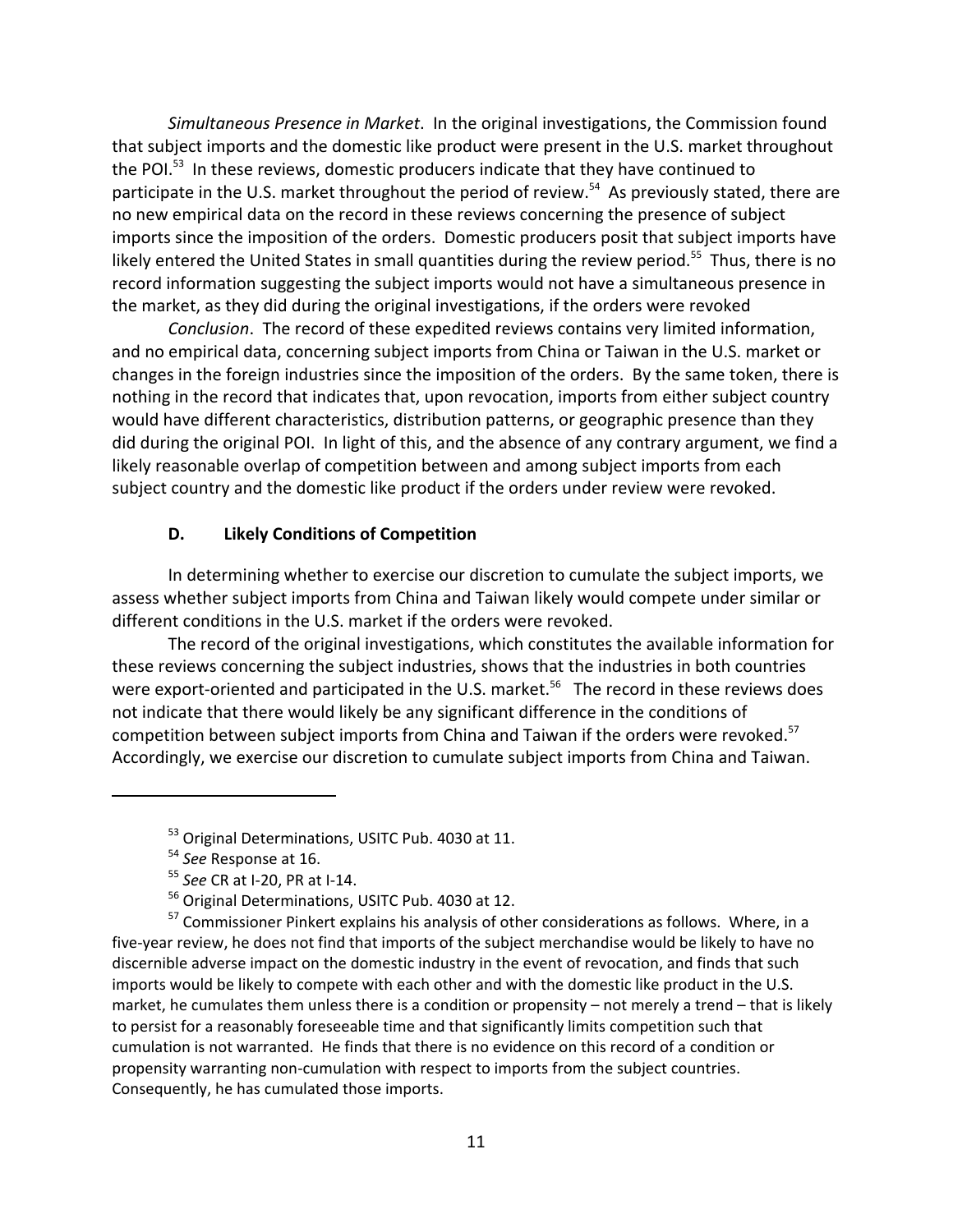*Simultaneous Presence in Market*. In the original investigations, the Commission found that subject imports and the domestic like product were present in the U.S. market throughout the POI.[53] In these reviews, domestic producers indicate that they have continued to participate in the U.S. market throughout the period of review.[54] As previously stated, there are no new empirical data on the record in these reviews concerning the presence of subject imports since the imposition of the orders. Domestic producers posit that subject imports have likely entered the United States in small quantities during the review period.[55] Thus, there is no record information suggesting the subject imports would not have a simultaneous presence in the market, as they did during the original investigations, if the orders were revoked

*Conclusion*. The record of these expedited reviews contains very limited information, and no empirical data, concerning subject imports from China or Taiwan in the U.S. market or changes in the foreign industries since the imposition of the orders. By the same token, there is nothing in the record that indicates that, upon revocation, imports from either subject country would have different characteristics, distribution patterns, or geographic presence than they did during the original POI. In light of this, and the absence of any contrary argument, we find a likely reasonable overlap of competition between and among subject imports from each subject country and the domestic like product if the orders under review were revoked.

### D. Likely Conditions of Competition

In determining whether to exercise our discretion to cumulate the subject imports, we assess whether subject imports from China and Taiwan likely would compete under similar or different conditions in the U.S. market if the orders were revoked.

The record of the original investigations, which constitutes the available information for these reviews concerning the subject industries, shows that the industries in both countries were export-oriented and participated in the U.S. market.[56] The record in these reviews does not indicate that there would likely be any significant difference in the conditions of competition between subject imports from China and Taiwan if the orders were revoked.[57] Accordingly, we exercise our discretion to cumulate subject imports from China and Taiwan.

---

[53] Original Determinations, USITC Pub. 4030 at 11.

[54] *See* Response at 16.

[55] *See* CR at I-20, PR at I-14.

[56] Original Determinations, USITC Pub. 4030 at 12.

[57] Commissioner Pinkert explains his analysis of other considerations as follows. Where, in a five-year review, he does not find that imports of the subject merchandise would be likely to have no discernible adverse impact on the domestic industry in the event of revocation, and finds that such imports would be likely to compete with each other and with the domestic like product in the U.S. market, he cumulates them unless there is a condition or propensity – not merely a trend – that is likely to persist for a reasonably foreseeable time and that significantly limits competition such that cumulation is not warranted. He finds that there is no evidence on this record of a condition or propensity warranting non-cumulation with respect to imports from the subject countries. Consequently, he has cumulated those imports.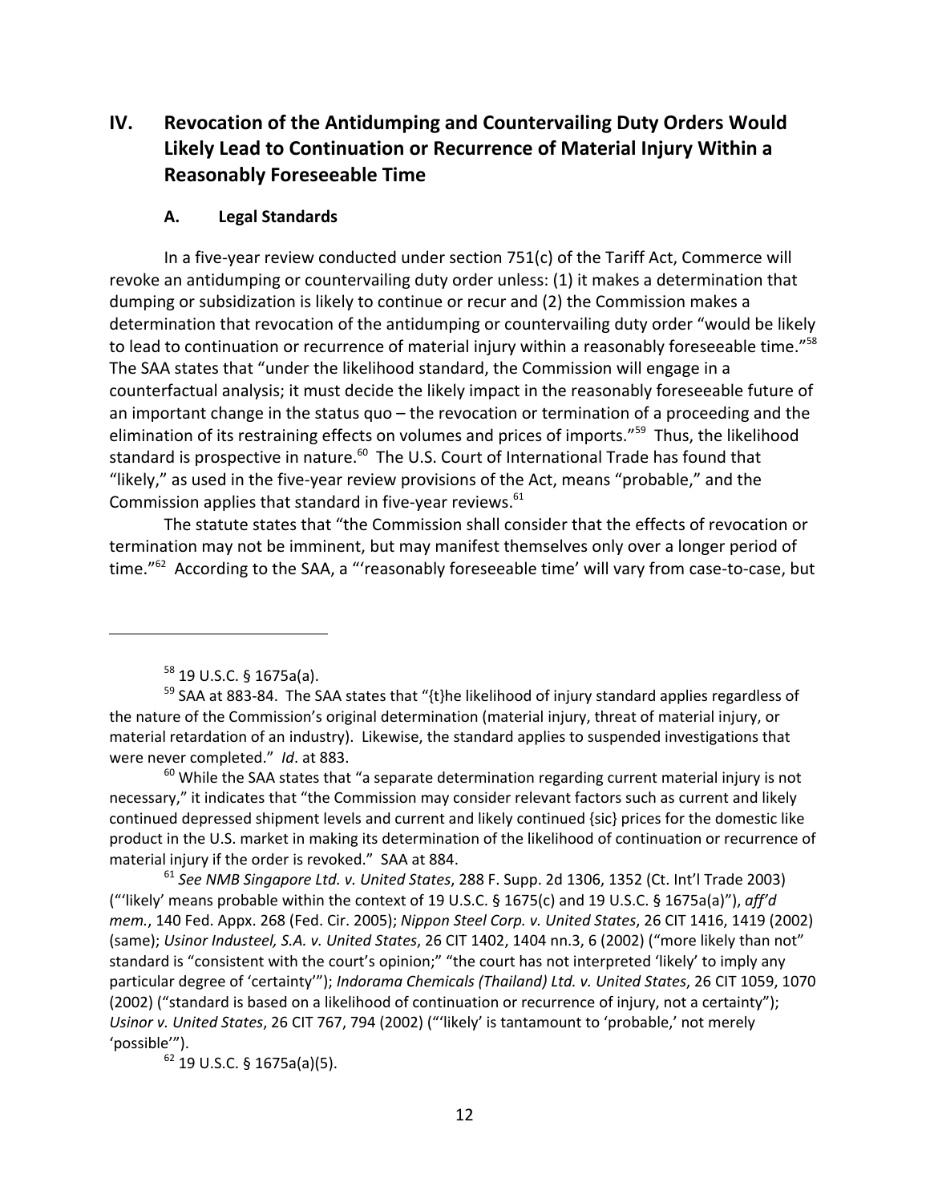## IV. Revocation of the Antidumping and Countervailing Duty Orders Would Likely Lead to Continuation or Recurrence of Material Injury Within a Reasonably Foreseeable Time

### A. Legal Standards

In a five-year review conducted under section 751(c) of the Tariff Act, Commerce will revoke an antidumping or countervailing duty order unless: (1) it makes a determination that dumping or subsidization is likely to continue or recur and (2) the Commission makes a determination that revocation of the antidumping or countervailing duty order "would be likely to lead to continuation or recurrence of material injury within a reasonably foreseeable time."[58] The SAA states that "under the likelihood standard, the Commission will engage in a counterfactual analysis; it must decide the likely impact in the reasonably foreseeable future of an important change in the status quo – the revocation or termination of a proceeding and the elimination of its restraining effects on volumes and prices of imports."[59] Thus, the likelihood standard is prospective in nature.[60] The U.S. Court of International Trade has found that "likely," as used in the five-year review provisions of the Act, means "probable," and the Commission applies that standard in five-year reviews.[61]

The statute states that "the Commission shall consider that the effects of revocation or termination may not be imminent, but may manifest themselves only over a longer period of time."[62] According to the SAA, a "'reasonably foreseeable time' will vary from case-to-case, but

---

[58] 19 U.S.C. § 1675a(a).

[59] SAA at 883-84. The SAA states that "{t}he likelihood of injury standard applies regardless of the nature of the Commission's original determination (material injury, threat of material injury, or material retardation of an industry). Likewise, the standard applies to suspended investigations that were never completed." *Id*. at 883.

[60] While the SAA states that "a separate determination regarding current material injury is not necessary," it indicates that "the Commission may consider relevant factors such as current and likely continued depressed shipment levels and current and likely continued {sic} prices for the domestic like product in the U.S. market in making its determination of the likelihood of continuation or recurrence of material injury if the order is revoked." SAA at 884.

[61] *See NMB Singapore Ltd. v. United States*, 288 F. Supp. 2d 1306, 1352 (Ct. Int'l Trade 2003) ("'likely' means probable within the context of 19 U.S.C. § 1675(c) and 19 U.S.C. § 1675a(a)"), *aff'd mem.*, 140 Fed. Appx. 268 (Fed. Cir. 2005); *Nippon Steel Corp. v. United States*, 26 CIT 1416, 1419 (2002) (same); *Usinor Industeel, S.A. v. United States*, 26 CIT 1402, 1404 nn.3, 6 (2002) ("more likely than not" standard is "consistent with the court's opinion;" "the court has not interpreted 'likely' to imply any particular degree of 'certainty'"); *Indorama Chemicals (Thailand) Ltd. v. United States*, 26 CIT 1059, 1070 (2002) ("standard is based on a likelihood of continuation or recurrence of injury, not a certainty"); *Usinor v. United States*, 26 CIT 767, 794 (2002) ("'likely' is tantamount to 'probable,' not merely 'possible'").

[62] 19 U.S.C. § 1675a(a)(5).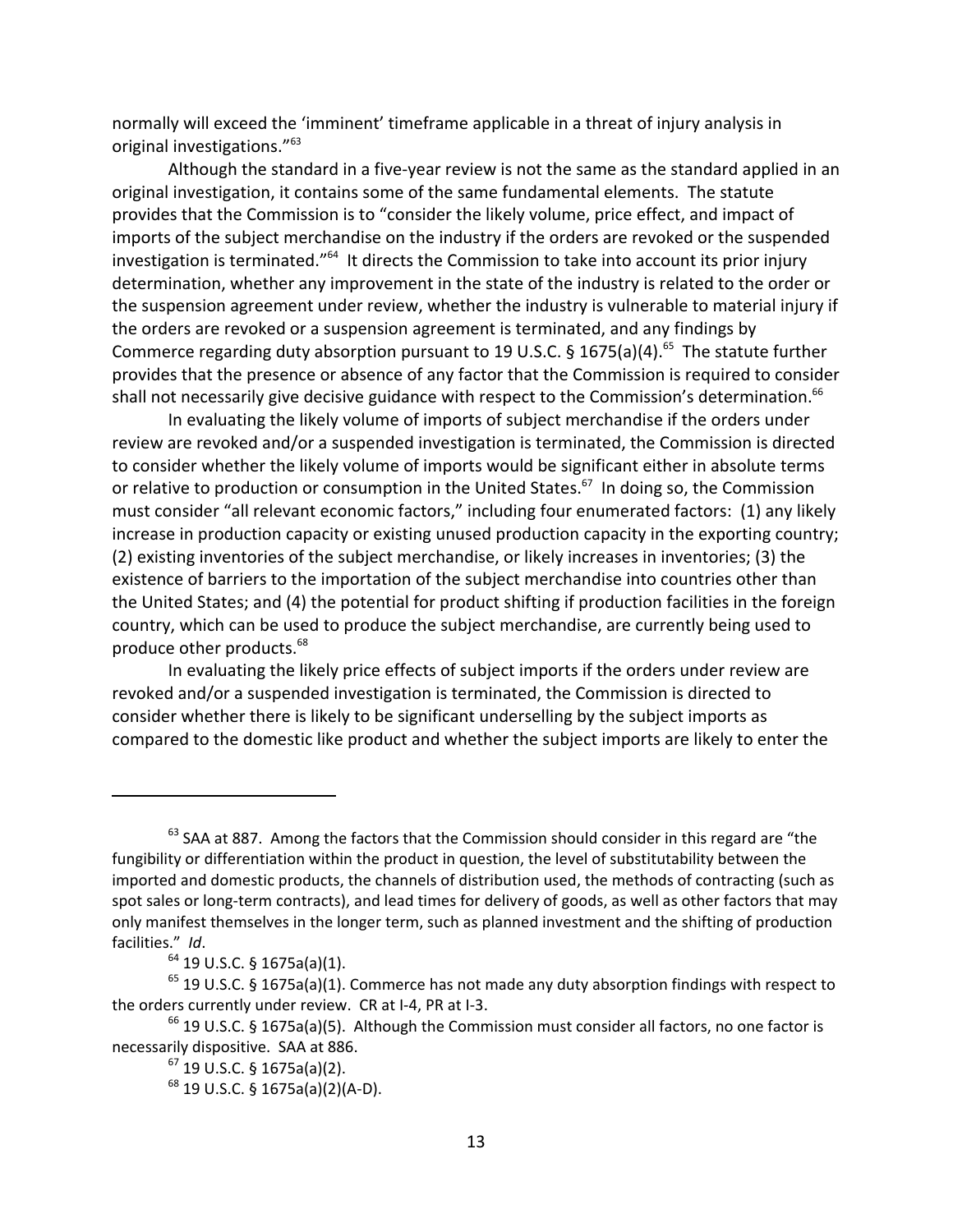normally will exceed the 'imminent' timeframe applicable in a threat of injury analysis in original investigations."[63]

Although the standard in a five-year review is not the same as the standard applied in an original investigation, it contains some of the same fundamental elements. The statute provides that the Commission is to "consider the likely volume, price effect, and impact of imports of the subject merchandise on the industry if the orders are revoked or the suspended investigation is terminated."[64] It directs the Commission to take into account its prior injury determination, whether any improvement in the state of the industry is related to the order or the suspension agreement under review, whether the industry is vulnerable to material injury if the orders are revoked or a suspension agreement is terminated, and any findings by Commerce regarding duty absorption pursuant to 19 U.S.C. § 1675(a)(4).[65] The statute further provides that the presence or absence of any factor that the Commission is required to consider shall not necessarily give decisive guidance with respect to the Commission's determination.[66]

In evaluating the likely volume of imports of subject merchandise if the orders under review are revoked and/or a suspended investigation is terminated, the Commission is directed to consider whether the likely volume of imports would be significant either in absolute terms or relative to production or consumption in the United States.[67] In doing so, the Commission must consider "all relevant economic factors," including four enumerated factors: (1) any likely increase in production capacity or existing unused production capacity in the exporting country; (2) existing inventories of the subject merchandise, or likely increases in inventories; (3) the existence of barriers to the importation of the subject merchandise into countries other than the United States; and (4) the potential for product shifting if production facilities in the foreign country, which can be used to produce the subject merchandise, are currently being used to produce other products.[68]

In evaluating the likely price effects of subject imports if the orders under review are revoked and/or a suspended investigation is terminated, the Commission is directed to consider whether there is likely to be significant underselling by the subject imports as compared to the domestic like product and whether the subject imports are likely to enter the

---

[63] SAA at 887. Among the factors that the Commission should consider in this regard are "the fungibility or differentiation within the product in question, the level of substitutability between the imported and domestic products, the channels of distribution used, the methods of contracting (such as spot sales or long-term contracts), and lead times for delivery of goods, as well as other factors that may only manifest themselves in the longer term, such as planned investment and the shifting of production facilities." *Id*.

[64] 19 U.S.C. § 1675a(a)(1).

[65] 19 U.S.C. § 1675a(a)(1). Commerce has not made any duty absorption findings with respect to the orders currently under review. CR at I-4, PR at I-3.

[66] 19 U.S.C. § 1675a(a)(5). Although the Commission must consider all factors, no one factor is necessarily dispositive. SAA at 886.

[67] 19 U.S.C. § 1675a(a)(2).

[68] 19 U.S.C. § 1675a(a)(2)(A-D).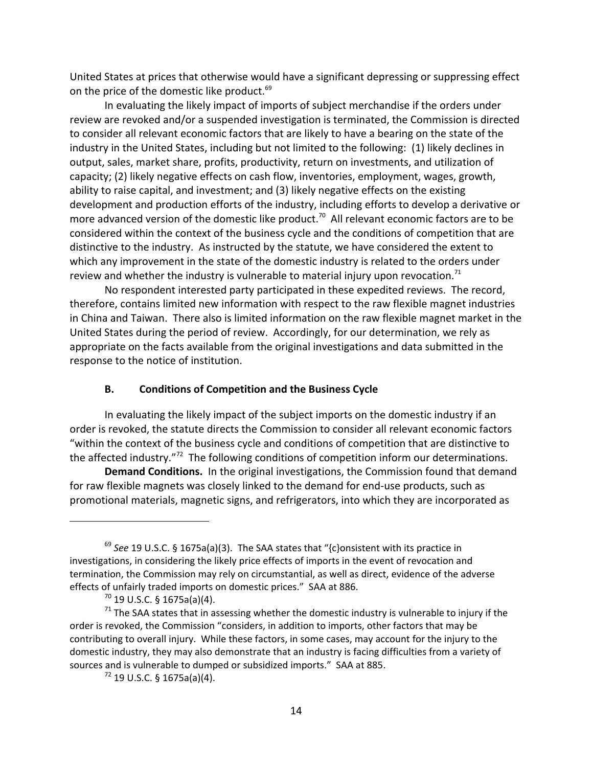United States at prices that otherwise would have a significant depressing or suppressing effect on the price of the domestic like product.[69]

In evaluating the likely impact of imports of subject merchandise if the orders under review are revoked and/or a suspended investigation is terminated, the Commission is directed to consider all relevant economic factors that are likely to have a bearing on the state of the industry in the United States, including but not limited to the following: (1) likely declines in output, sales, market share, profits, productivity, return on investments, and utilization of capacity; (2) likely negative effects on cash flow, inventories, employment, wages, growth, ability to raise capital, and investment; and (3) likely negative effects on the existing development and production efforts of the industry, including efforts to develop a derivative or more advanced version of the domestic like product.[70] All relevant economic factors are to be considered within the context of the business cycle and the conditions of competition that are distinctive to the industry. As instructed by the statute, we have considered the extent to which any improvement in the state of the domestic industry is related to the orders under review and whether the industry is vulnerable to material injury upon revocation.[71]

No respondent interested party participated in these expedited reviews. The record, therefore, contains limited new information with respect to the raw flexible magnet industries in China and Taiwan. There also is limited information on the raw flexible magnet market in the United States during the period of review. Accordingly, for our determination, we rely as appropriate on the facts available from the original investigations and data submitted in the response to the notice of institution.

### B. Conditions of Competition and the Business Cycle

In evaluating the likely impact of the subject imports on the domestic industry if an order is revoked, the statute directs the Commission to consider all relevant economic factors "within the context of the business cycle and conditions of competition that are distinctive to the affected industry."[72] The following conditions of competition inform our determinations.

**Demand Conditions.** In the original investigations, the Commission found that demand for raw flexible magnets was closely linked to the demand for end-use products, such as promotional materials, magnetic signs, and refrigerators, into which they are incorporated as

---

[69] *See* 19 U.S.C. § 1675a(a)(3). The SAA states that "{c}onsistent with its practice in investigations, in considering the likely price effects of imports in the event of revocation and termination, the Commission may rely on circumstantial, as well as direct, evidence of the adverse effects of unfairly traded imports on domestic prices." SAA at 886.

[70] 19 U.S.C. § 1675a(a)(4).

[71] The SAA states that in assessing whether the domestic industry is vulnerable to injury if the order is revoked, the Commission "considers, in addition to imports, other factors that may be contributing to overall injury. While these factors, in some cases, may account for the injury to the domestic industry, they may also demonstrate that an industry is facing difficulties from a variety of sources and is vulnerable to dumped or subsidized imports." SAA at 885.

[72] 19 U.S.C. § 1675a(a)(4).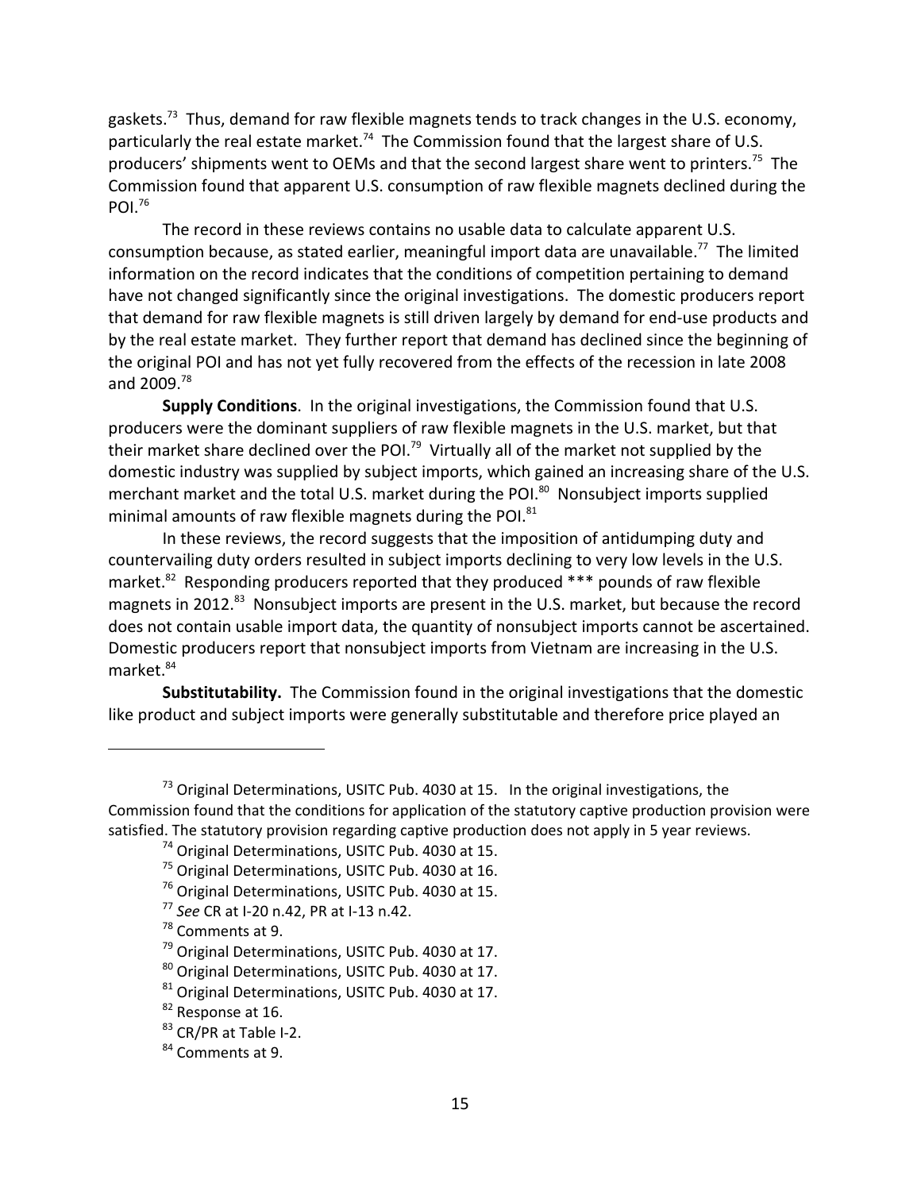gaskets.[73] Thus, demand for raw flexible magnets tends to track changes in the U.S. economy, particularly the real estate market.[74] The Commission found that the largest share of U.S. producers' shipments went to OEMs and that the second largest share went to printers.[75] The Commission found that apparent U.S. consumption of raw flexible magnets declined during the POI.[76]

The record in these reviews contains no usable data to calculate apparent U.S. consumption because, as stated earlier, meaningful import data are unavailable.[77] The limited information on the record indicates that the conditions of competition pertaining to demand have not changed significantly since the original investigations. The domestic producers report that demand for raw flexible magnets is still driven largely by demand for end-use products and by the real estate market. They further report that demand has declined since the beginning of the original POI and has not yet fully recovered from the effects of the recession in late 2008 and 2009.[78]

**Supply Conditions**. In the original investigations, the Commission found that U.S. producers were the dominant suppliers of raw flexible magnets in the U.S. market, but that their market share declined over the POI.[79] Virtually all of the market not supplied by the domestic industry was supplied by subject imports, which gained an increasing share of the U.S. merchant market and the total U.S. market during the POI.[80] Nonsubject imports supplied minimal amounts of raw flexible magnets during the POI.[81]

In these reviews, the record suggests that the imposition of antidumping duty and countervailing duty orders resulted in subject imports declining to very low levels in the U.S. market.[82] Responding producers reported that they produced *** pounds of raw flexible magnets in 2012.[83] Nonsubject imports are present in the U.S. market, but because the record does not contain usable import data, the quantity of nonsubject imports cannot be ascertained. Domestic producers report that nonsubject imports from Vietnam are increasing in the U.S. market.[84]

**Substitutability.** The Commission found in the original investigations that the domestic like product and subject imports were generally substitutable and therefore price played an

---

[73] Original Determinations, USITC Pub. 4030 at 15. In the original investigations, the Commission found that the conditions for application of the statutory captive production provision were satisfied. The statutory provision regarding captive production does not apply in 5 year reviews.

[74] Original Determinations, USITC Pub. 4030 at 15.

[75] Original Determinations, USITC Pub. 4030 at 16.

[76] Original Determinations, USITC Pub. 4030 at 15.

[77] *See* CR at I-20 n.42, PR at I-13 n.42.

[78] Comments at 9.

[79] Original Determinations, USITC Pub. 4030 at 17.

[80] Original Determinations, USITC Pub. 4030 at 17.

[81] Original Determinations, USITC Pub. 4030 at 17.

[82] Response at 16.

[83] CR/PR at Table I-2.

[84] Comments at 9.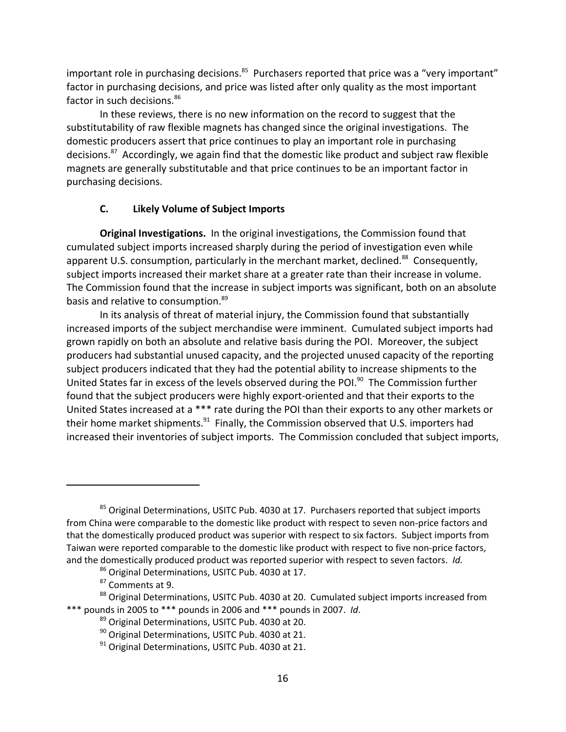important role in purchasing decisions.[85] Purchasers reported that price was a "very important" factor in purchasing decisions, and price was listed after only quality as the most important factor in such decisions.[86]

In these reviews, there is no new information on the record to suggest that the substitutability of raw flexible magnets has changed since the original investigations. The domestic producers assert that price continues to play an important role in purchasing decisions.[87] Accordingly, we again find that the domestic like product and subject raw flexible magnets are generally substitutable and that price continues to be an important factor in purchasing decisions.

### C. Likely Volume of Subject Imports

**Original Investigations.** In the original investigations, the Commission found that cumulated subject imports increased sharply during the period of investigation even while apparent U.S. consumption, particularly in the merchant market, declined.[88] Consequently, subject imports increased their market share at a greater rate than their increase in volume. The Commission found that the increase in subject imports was significant, both on an absolute basis and relative to consumption.[89]

In its analysis of threat of material injury, the Commission found that substantially increased imports of the subject merchandise were imminent. Cumulated subject imports had grown rapidly on both an absolute and relative basis during the POI. Moreover, the subject producers had substantial unused capacity, and the projected unused capacity of the reporting subject producers indicated that they had the potential ability to increase shipments to the United States far in excess of the levels observed during the POI.[90] The Commission further found that the subject producers were highly export-oriented and that their exports to the United States increased at a *** rate during the POI than their exports to any other markets or their home market shipments.[91] Finally, the Commission observed that U.S. importers had increased their inventories of subject imports. The Commission concluded that subject imports,

---

[85] Original Determinations, USITC Pub. 4030 at 17. Purchasers reported that subject imports from China were comparable to the domestic like product with respect to seven non-price factors and that the domestically produced product was superior with respect to six factors. Subject imports from Taiwan were reported comparable to the domestic like product with respect to five non-price factors, and the domestically produced product was reported superior with respect to seven factors. *Id.*

[86] Original Determinations, USITC Pub. 4030 at 17.

[87] Comments at 9.

[88] Original Determinations, USITC Pub. 4030 at 20. Cumulated subject imports increased from *** pounds in 2005 to *** pounds in 2006 and *** pounds in 2007. *Id*.

[89] Original Determinations, USITC Pub. 4030 at 20.

[90] Original Determinations, USITC Pub. 4030 at 21.

[91] Original Determinations, USITC Pub. 4030 at 21.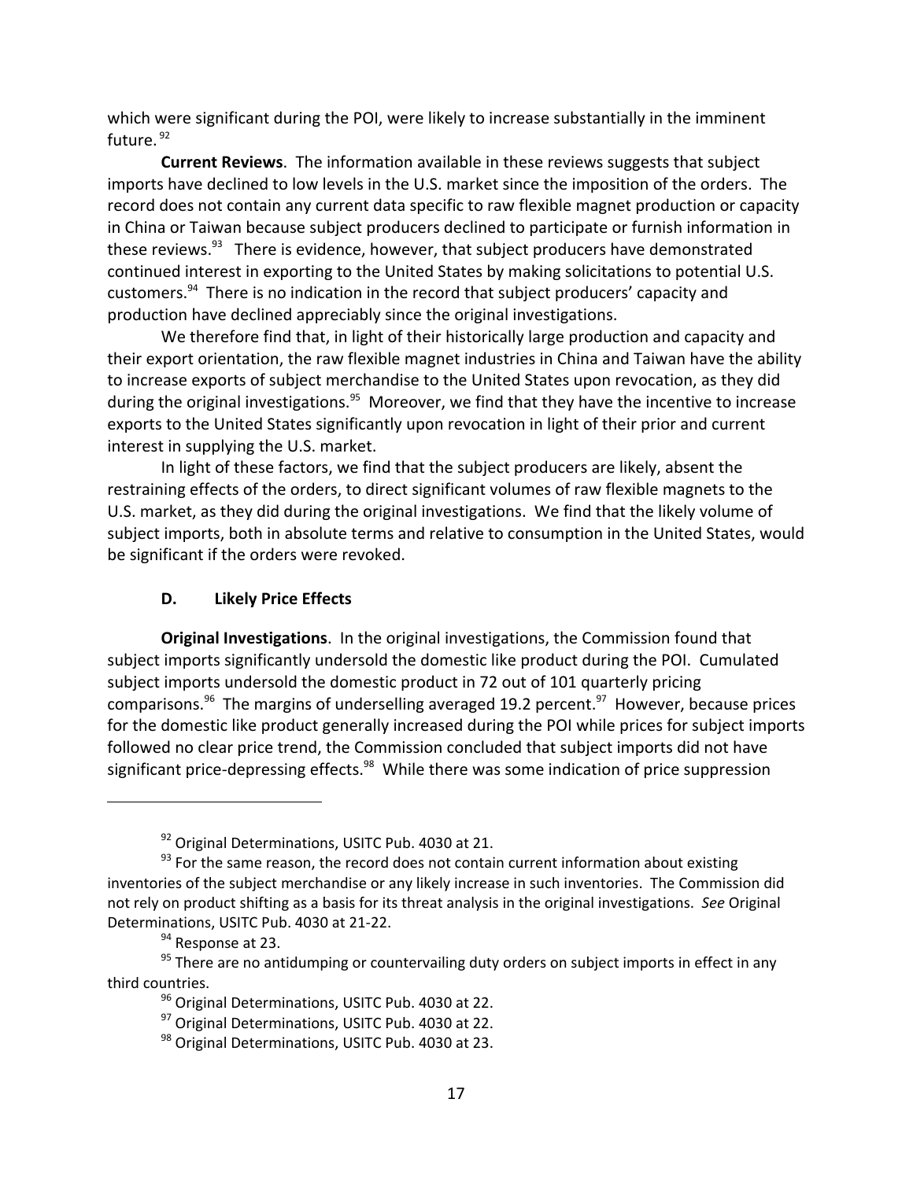which were significant during the POI, were likely to increase substantially in the imminent future.[92]

**Current Reviews**. The information available in these reviews suggests that subject imports have declined to low levels in the U.S. market since the imposition of the orders. The record does not contain any current data specific to raw flexible magnet production or capacity in China or Taiwan because subject producers declined to participate or furnish information in these reviews.[93] There is evidence, however, that subject producers have demonstrated continued interest in exporting to the United States by making solicitations to potential U.S. customers.[94] There is no indication in the record that subject producers' capacity and production have declined appreciably since the original investigations.

We therefore find that, in light of their historically large production and capacity and their export orientation, the raw flexible magnet industries in China and Taiwan have the ability to increase exports of subject merchandise to the United States upon revocation, as they did during the original investigations.[95] Moreover, we find that they have the incentive to increase exports to the United States significantly upon revocation in light of their prior and current interest in supplying the U.S. market.

In light of these factors, we find that the subject producers are likely, absent the restraining effects of the orders, to direct significant volumes of raw flexible magnets to the U.S. market, as they did during the original investigations. We find that the likely volume of subject imports, both in absolute terms and relative to consumption in the United States, would be significant if the orders were revoked.

### D. Likely Price Effects

**Original Investigations**. In the original investigations, the Commission found that subject imports significantly undersold the domestic like product during the POI. Cumulated subject imports undersold the domestic product in 72 out of 101 quarterly pricing comparisons.[96] The margins of underselling averaged 19.2 percent.[97] However, because prices for the domestic like product generally increased during the POI while prices for subject imports followed no clear price trend, the Commission concluded that subject imports did not have significant price-depressing effects.[98] While there was some indication of price suppression

---

[92] Original Determinations, USITC Pub. 4030 at 21.

[93] For the same reason, the record does not contain current information about existing inventories of the subject merchandise or any likely increase in such inventories. The Commission did not rely on product shifting as a basis for its threat analysis in the original investigations. *See* Original Determinations, USITC Pub. 4030 at 21-22.

[94] Response at 23.

[95] There are no antidumping or countervailing duty orders on subject imports in effect in any third countries.

[96] Original Determinations, USITC Pub. 4030 at 22.

[97] Original Determinations, USITC Pub. 4030 at 22.

[98] Original Determinations, USITC Pub. 4030 at 23.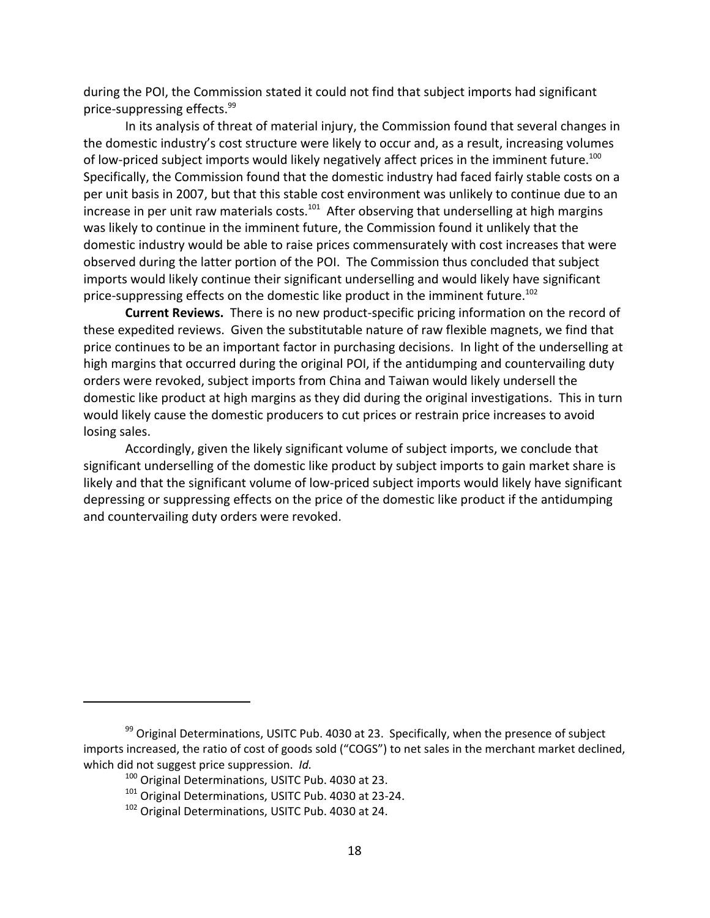during the POI, the Commission stated it could not find that subject imports had significant price-suppressing effects.[99]

In its analysis of threat of material injury, the Commission found that several changes in the domestic industry's cost structure were likely to occur and, as a result, increasing volumes of low-priced subject imports would likely negatively affect prices in the imminent future.[100] Specifically, the Commission found that the domestic industry had faced fairly stable costs on a per unit basis in 2007, but that this stable cost environment was unlikely to continue due to an increase in per unit raw materials costs.[101] After observing that underselling at high margins was likely to continue in the imminent future, the Commission found it unlikely that the domestic industry would be able to raise prices commensurately with cost increases that were observed during the latter portion of the POI. The Commission thus concluded that subject imports would likely continue their significant underselling and would likely have significant price-suppressing effects on the domestic like product in the imminent future.[102]

**Current Reviews.** There is no new product-specific pricing information on the record of these expedited reviews. Given the substitutable nature of raw flexible magnets, we find that price continues to be an important factor in purchasing decisions. In light of the underselling at high margins that occurred during the original POI, if the antidumping and countervailing duty orders were revoked, subject imports from China and Taiwan would likely undersell the domestic like product at high margins as they did during the original investigations. This in turn would likely cause the domestic producers to cut prices or restrain price increases to avoid losing sales.

Accordingly, given the likely significant volume of subject imports, we conclude that significant underselling of the domestic like product by subject imports to gain market share is likely and that the significant volume of low-priced subject imports would likely have significant depressing or suppressing effects on the price of the domestic like product if the antidumping and countervailing duty orders were revoked.

---

[99] Original Determinations, USITC Pub. 4030 at 23. Specifically, when the presence of subject imports increased, the ratio of cost of goods sold ("COGS") to net sales in the merchant market declined, which did not suggest price suppression. *Id.*

[100] Original Determinations, USITC Pub. 4030 at 23.

[101] Original Determinations, USITC Pub. 4030 at 23-24.

[102] Original Determinations, USITC Pub. 4030 at 24.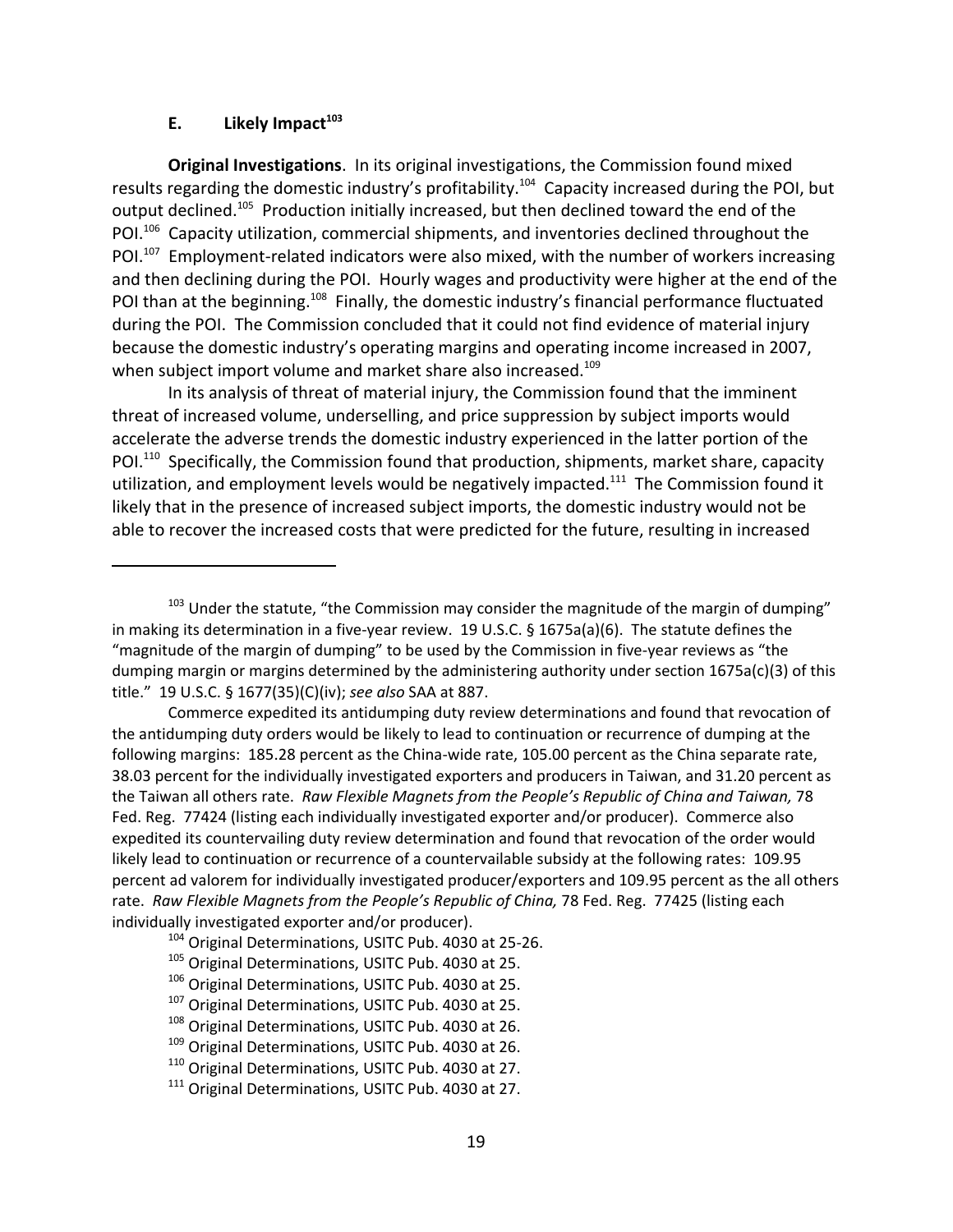### E. Likely Impact[103]

**Original Investigations**. In its original investigations, the Commission found mixed results regarding the domestic industry's profitability.[104] Capacity increased during the POI, but output declined.[105] Production initially increased, but then declined toward the end of the POI.[106] Capacity utilization, commercial shipments, and inventories declined throughout the POI.[107] Employment-related indicators were also mixed, with the number of workers increasing and then declining during the POI. Hourly wages and productivity were higher at the end of the POI than at the beginning.[108] Finally, the domestic industry's financial performance fluctuated during the POI. The Commission concluded that it could not find evidence of material injury because the domestic industry's operating margins and operating income increased in 2007, when subject import volume and market share also increased.[109]

In its analysis of threat of material injury, the Commission found that the imminent threat of increased volume, underselling, and price suppression by subject imports would accelerate the adverse trends the domestic industry experienced in the latter portion of the POI.[110] Specifically, the Commission found that production, shipments, market share, capacity utilization, and employment levels would be negatively impacted.[111] The Commission found it likely that in the presence of increased subject imports, the domestic industry would not be able to recover the increased costs that were predicted for the future, resulting in increased

---

[103] Under the statute, "the Commission may consider the magnitude of the margin of dumping" in making its determination in a five-year review. 19 U.S.C. § 1675a(a)(6). The statute defines the "magnitude of the margin of dumping" to be used by the Commission in five-year reviews as "the dumping margin or margins determined by the administering authority under section 1675a(c)(3) of this title." 19 U.S.C. § 1677(35)(C)(iv); *see also* SAA at 887.

Commerce expedited its antidumping duty review determinations and found that revocation of the antidumping duty orders would be likely to lead to continuation or recurrence of dumping at the following margins: 185.28 percent as the China-wide rate, 105.00 percent as the China separate rate, 38.03 percent for the individually investigated exporters and producers in Taiwan, and 31.20 percent as the Taiwan all others rate. *Raw Flexible Magnets from the People's Republic of China and Taiwan,* 78 Fed. Reg. 77424 (listing each individually investigated exporter and/or producer). Commerce also expedited its countervailing duty review determination and found that revocation of the order would likely lead to continuation or recurrence of a countervailable subsidy at the following rates: 109.95 percent ad valorem for individually investigated producer/exporters and 109.95 percent as the all others rate. *Raw Flexible Magnets from the People's Republic of China,* 78 Fed. Reg. 77425 (listing each individually investigated exporter and/or producer).

[104] Original Determinations, USITC Pub. 4030 at 25-26.

[105] Original Determinations, USITC Pub. 4030 at 25.

[106] Original Determinations, USITC Pub. 4030 at 25.

[107] Original Determinations, USITC Pub. 4030 at 25.

[108] Original Determinations, USITC Pub. 4030 at 26.

[109] Original Determinations, USITC Pub. 4030 at 26.

[110] Original Determinations, USITC Pub. 4030 at 27.

[111] Original Determinations, USITC Pub. 4030 at 27.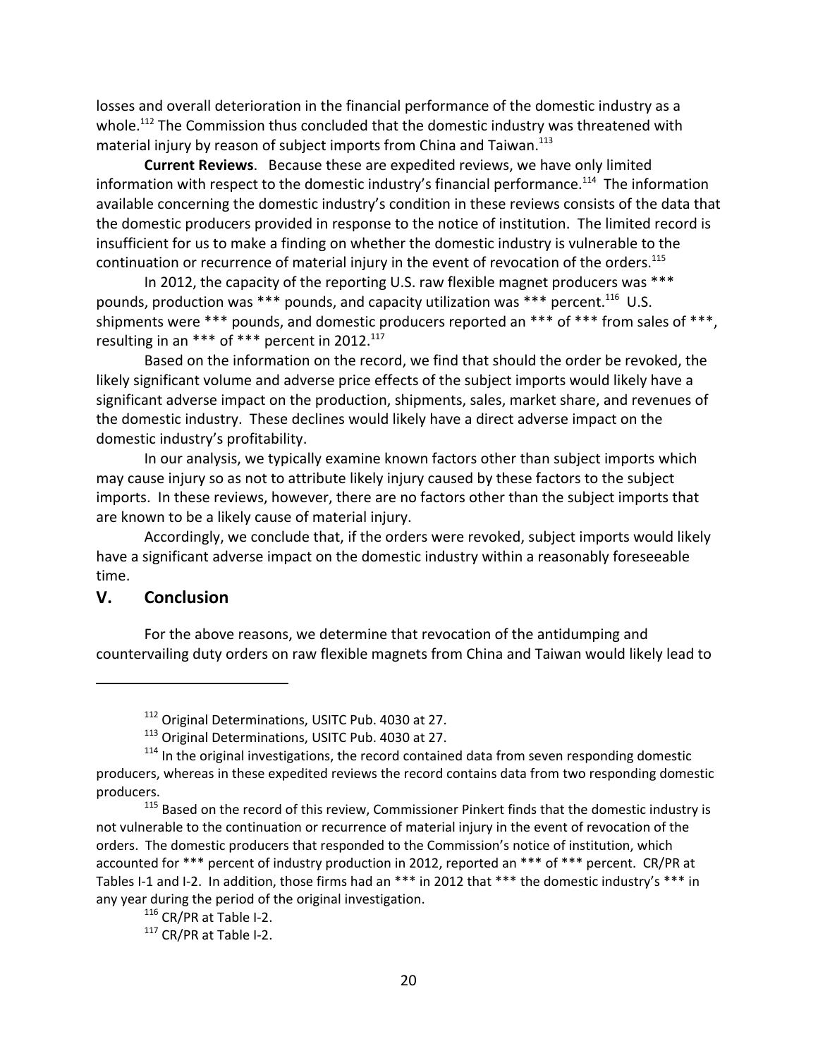losses and overall deterioration in the financial performance of the domestic industry as a whole.[112] The Commission thus concluded that the domestic industry was threatened with material injury by reason of subject imports from China and Taiwan.[113]

**Current Reviews**. Because these are expedited reviews, we have only limited information with respect to the domestic industry's financial performance.[114] The information available concerning the domestic industry's condition in these reviews consists of the data that the domestic producers provided in response to the notice of institution. The limited record is insufficient for us to make a finding on whether the domestic industry is vulnerable to the continuation or recurrence of material injury in the event of revocation of the orders.[115]

In 2012, the capacity of the reporting U.S. raw flexible magnet producers was *** pounds, production was *** pounds, and capacity utilization was *** percent.[116] U.S. shipments were *** pounds, and domestic producers reported an *** of *** from sales of ***, resulting in an *** of *** percent in 2012.[117]

Based on the information on the record, we find that should the order be revoked, the likely significant volume and adverse price effects of the subject imports would likely have a significant adverse impact on the production, shipments, sales, market share, and revenues of the domestic industry. These declines would likely have a direct adverse impact on the domestic industry's profitability.

In our analysis, we typically examine known factors other than subject imports which may cause injury so as not to attribute likely injury caused by these factors to the subject imports. In these reviews, however, there are no factors other than the subject imports that are known to be a likely cause of material injury.

Accordingly, we conclude that, if the orders were revoked, subject imports would likely have a significant adverse impact on the domestic industry within a reasonably foreseeable time.

## V. Conclusion

For the above reasons, we determine that revocation of the antidumping and countervailing duty orders on raw flexible magnets from China and Taiwan would likely lead to

---

[112] Original Determinations, USITC Pub. 4030 at 27.

[113] Original Determinations, USITC Pub. 4030 at 27.

[114] In the original investigations, the record contained data from seven responding domestic producers, whereas in these expedited reviews the record contains data from two responding domestic producers.

[115] Based on the record of this review, Commissioner Pinkert finds that the domestic industry is not vulnerable to the continuation or recurrence of material injury in the event of revocation of the orders. The domestic producers that responded to the Commission's notice of institution, which accounted for *** percent of industry production in 2012, reported an *** of *** percent. CR/PR at Tables I-1 and I-2. In addition, those firms had an *** in 2012 that *** the domestic industry's *** in any year during the period of the original investigation.

[116] CR/PR at Table I-2.

[117] CR/PR at Table I-2.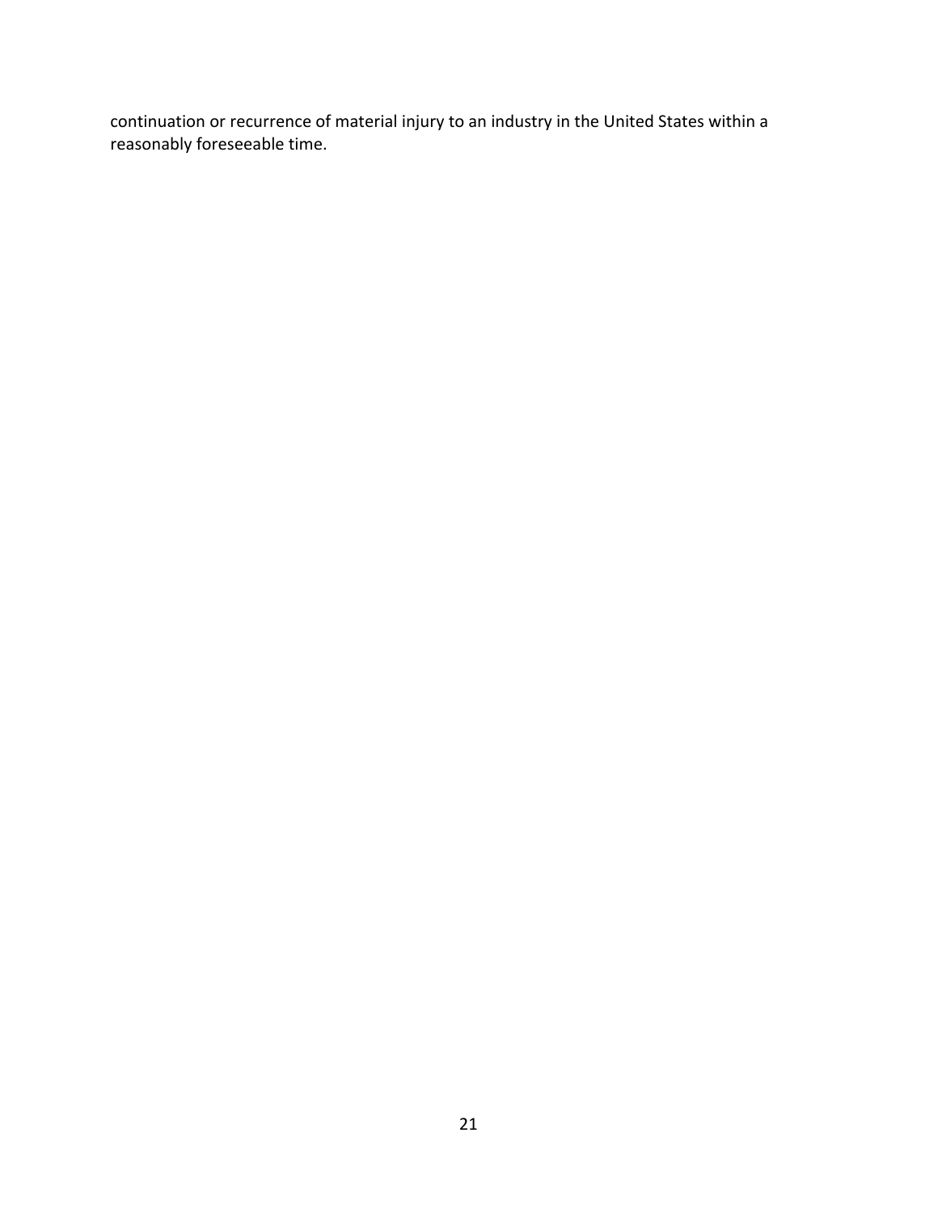continuation or recurrence of material injury to an industry in the United States within a reasonably foreseeable time.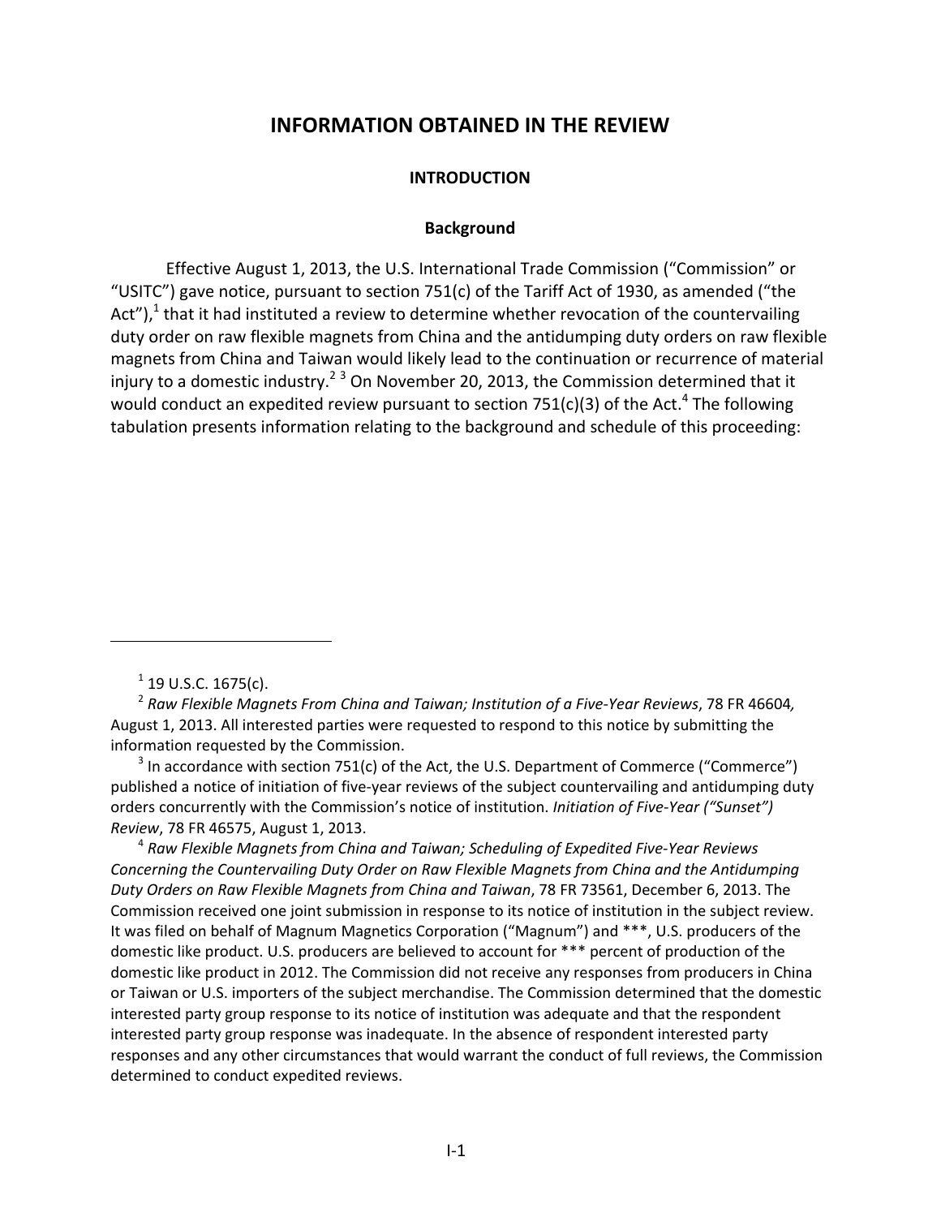# INFORMATION OBTAINED IN THE REVIEW

## INTRODUCTION

### Background

Effective August 1, 2013, the U.S. International Trade Commission ("Commission" or "USITC") gave notice, pursuant to section 751(c) of the Tariff Act of 1930, as amended ("the Act"),[1] that it had instituted a review to determine whether revocation of the countervailing duty order on raw flexible magnets from China and the antidumping duty orders on raw flexible magnets from China and Taiwan would likely lead to the continuation or recurrence of material injury to a domestic industry.[2] [3] On November 20, 2013, the Commission determined that it would conduct an expedited review pursuant to section 751(c)(3) of the Act.[4] The following tabulation presents information relating to the background and schedule of this proceeding:

---

[1] 19 U.S.C. 1675(c).

[2] *Raw Flexible Magnets From China and Taiwan; Institution of a Five-Year Reviews*, 78 FR 46604*,* August 1, 2013. All interested parties were requested to respond to this notice by submitting the information requested by the Commission.

[3] In accordance with section 751(c) of the Act, the U.S. Department of Commerce ("Commerce") published a notice of initiation of five-year reviews of the subject countervailing and antidumping duty orders concurrently with the Commission's notice of institution. *Initiation of Five-Year ("Sunset") Review*, 78 FR 46575, August 1, 2013.

[4] *Raw Flexible Magnets from China and Taiwan; Scheduling of Expedited Five-Year Reviews Concerning the Countervailing Duty Order on Raw Flexible Magnets from China and the Antidumping Duty Orders on Raw Flexible Magnets from China and Taiwan*, 78 FR 73561, December 6, 2013. The Commission received one joint submission in response to its notice of institution in the subject review. It was filed on behalf of Magnum Magnetics Corporation ("Magnum") and ***, U.S. producers of the domestic like product. U.S. producers are believed to account for *** percent of production of the domestic like product in 2012. The Commission did not receive any responses from producers in China or Taiwan or U.S. importers of the subject merchandise. The Commission determined that the domestic interested party group response to its notice of institution was adequate and that the respondent interested party group response was inadequate. In the absence of respondent interested party responses and any other circumstances that would warrant the conduct of full reviews, the Commission determined to conduct expedited reviews.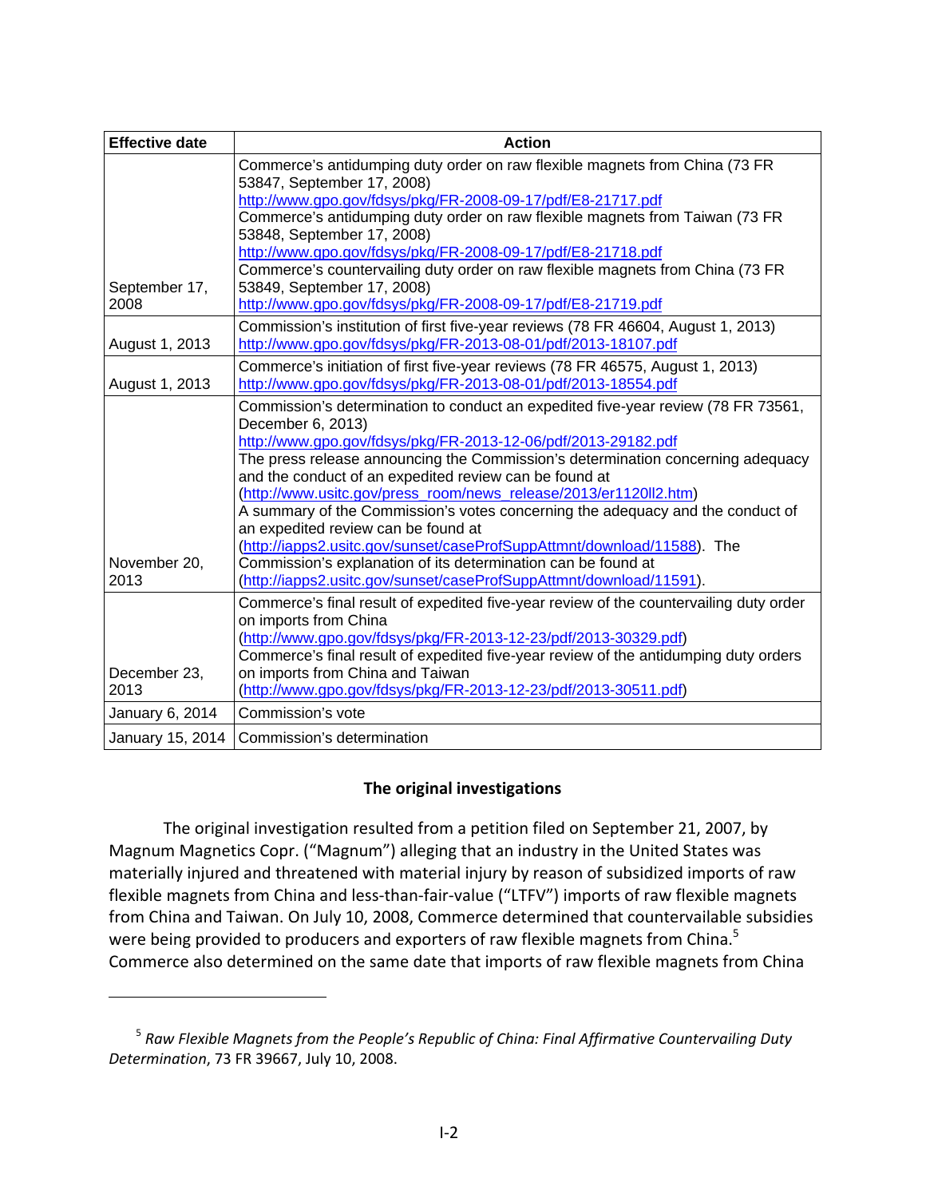| Effective date | Action |
|---|---|
| September 17, 2008 | Commerce's antidumping duty order on raw flexible magnets from China (73 FR 53847, September 17, 2008) http://www.gpo.gov/fdsys/pkg/FR-2008-09-17/pdf/E8-21717.pdf Commerce's antidumping duty order on raw flexible magnets from Taiwan (73 FR 53848, September 17, 2008) http://www.gpo.gov/fdsys/pkg/FR-2008-09-17/pdf/E8-21718.pdf Commerce's countervailing duty order on raw flexible magnets from China (73 FR 53849, September 17, 2008) http://www.gpo.gov/fdsys/pkg/FR-2008-09-17/pdf/E8-21719.pdf |
| August 1, 2013 | Commission's institution of first five-year reviews (78 FR 46604, August 1, 2013) http://www.gpo.gov/fdsys/pkg/FR-2013-08-01/pdf/2013-18107.pdf |
| August 1, 2013 | Commerce's initiation of first five-year reviews (78 FR 46575, August 1, 2013) http://www.gpo.gov/fdsys/pkg/FR-2013-08-01/pdf/2013-18554.pdf |
| November 20, 2013 | Commission's determination to conduct an expedited five-year review (78 FR 73561, December 6, 2013) http://www.gpo.gov/fdsys/pkg/FR-2013-12-06/pdf/2013-29182.pdf The press release announcing the Commission's determination concerning adequacy and the conduct of an expedited review can be found at (http://www.usitc.gov/press_room/news_release/2013/er1120ll2.htm) A summary of the Commission's votes concerning the adequacy and the conduct of an expedited review can be found at (http://iapps2.usitc.gov/sunset/caseProfSuppAttmnt/download/11588). The Commission's explanation of its determination can be found at (http://iapps2.usitc.gov/sunset/caseProfSuppAttmnt/download/11591). |
| December 23, 2013 | Commerce's final result of expedited five-year review of the countervailing duty order on imports from China (http://www.gpo.gov/fdsys/pkg/FR-2013-12-23/pdf/2013-30329.pdf) Commerce's final result of expedited five-year review of the antidumping duty orders on imports from China and Taiwan (http://www.gpo.gov/fdsys/pkg/FR-2013-12-23/pdf/2013-30511.pdf) |
| January 6, 2014 | Commission's vote |
| January 15, 2014 | Commission's determination |

## The original investigations

The original investigation resulted from a petition filed on September 21, 2007, by Magnum Magnetics Copr. ("Magnum") alleging that an industry in the United States was materially injured and threatened with material injury by reason of subsidized imports of raw flexible magnets from China and less-than-fair-value ("LTFV") imports of raw flexible magnets from China and Taiwan. On July 10, 2008, Commerce determined that countervailable subsidies were being provided to producers and exporters of raw flexible magnets from China.[5] Commerce also determined on the same date that imports of raw flexible magnets from China

[5] *Raw Flexible Magnets from the People's Republic of China: Final Affirmative Countervailing Duty Determination*, 73 FR 39667, July 10, 2008.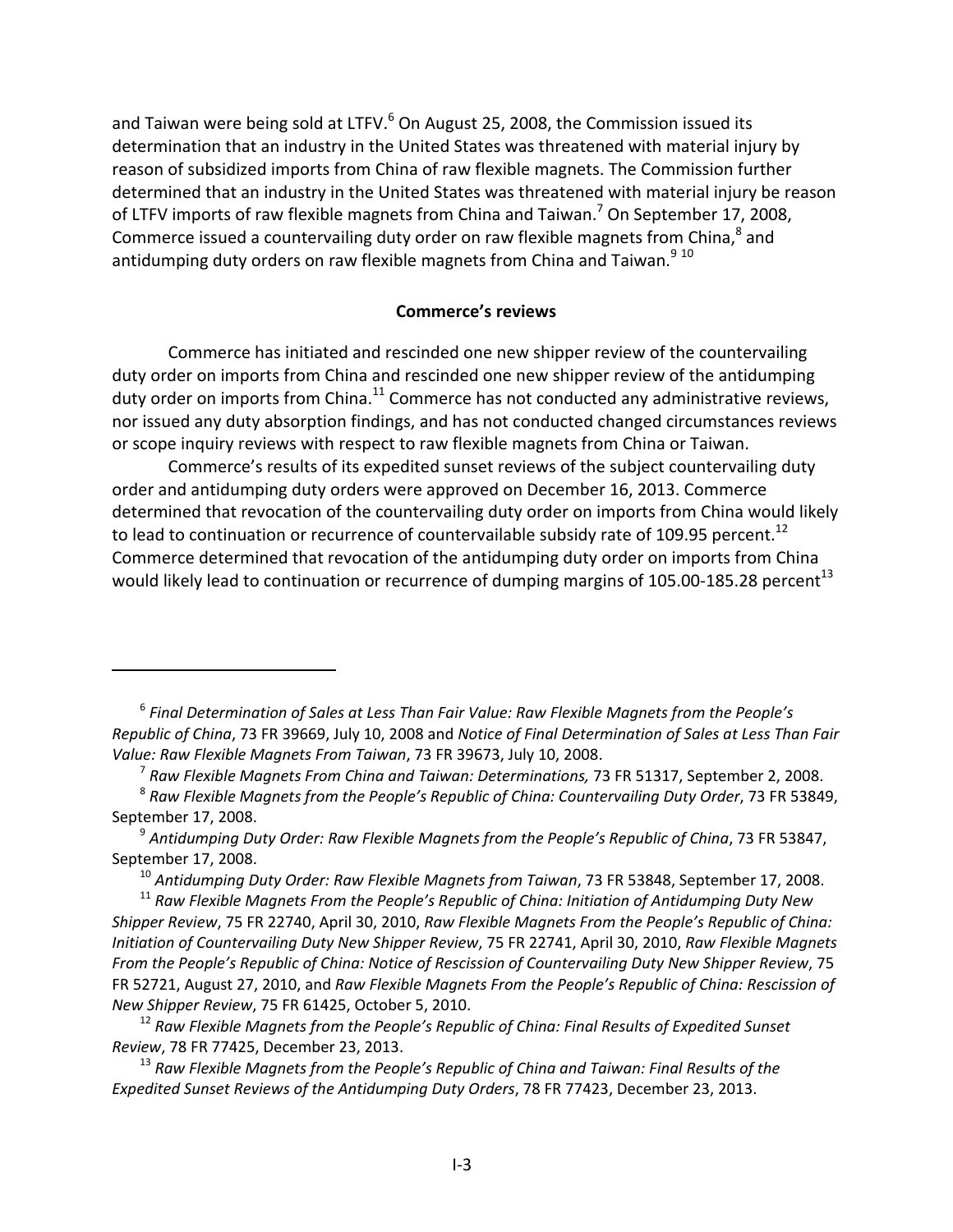and Taiwan were being sold at LTFV.[6] On August 25, 2008, the Commission issued its determination that an industry in the United States was threatened with material injury by reason of subsidized imports from China of raw flexible magnets. The Commission further determined that an industry in the United States was threatened with material injury be reason of LTFV imports of raw flexible magnets from China and Taiwan.[7] On September 17, 2008, Commerce issued a countervailing duty order on raw flexible magnets from China,[8] and antidumping duty orders on raw flexible magnets from China and Taiwan.[9] [10]

## Commerce's reviews

Commerce has initiated and rescinded one new shipper review of the countervailing duty order on imports from China and rescinded one new shipper review of the antidumping duty order on imports from China.[11] Commerce has not conducted any administrative reviews, nor issued any duty absorption findings, and has not conducted changed circumstances reviews or scope inquiry reviews with respect to raw flexible magnets from China or Taiwan.

Commerce's results of its expedited sunset reviews of the subject countervailing duty order and antidumping duty orders were approved on December 16, 2013. Commerce determined that revocation of the countervailing duty order on imports from China would likely to lead to continuation or recurrence of countervailable subsidy rate of 109.95 percent.[12] Commerce determined that revocation of the antidumping duty order on imports from China would likely lead to continuation or recurrence of dumping margins of 105.00-185.28 percent[13]

---

[6] *Final Determination of Sales at Less Than Fair Value: Raw Flexible Magnets from the People's Republic of China*, 73 FR 39669, July 10, 2008 and *Notice of Final Determination of Sales at Less Than Fair Value: Raw Flexible Magnets From Taiwan*, 73 FR 39673, July 10, 2008.

[7] *Raw Flexible Magnets From China and Taiwan: Determinations,* 73 FR 51317, September 2, 2008.

[8] *Raw Flexible Magnets from the People's Republic of China: Countervailing Duty Order*, 73 FR 53849, September 17, 2008.

[9] *Antidumping Duty Order: Raw Flexible Magnets from the People's Republic of China*, 73 FR 53847, September 17, 2008.

[10] *Antidumping Duty Order: Raw Flexible Magnets from Taiwan*, 73 FR 53848, September 17, 2008.

[11] *Raw Flexible Magnets From the People's Republic of China: Initiation of Antidumping Duty New Shipper Review*, 75 FR 22740, April 30, 2010, *Raw Flexible Magnets From the People's Republic of China: Initiation of Countervailing Duty New Shipper Review*, 75 FR 22741, April 30, 2010, *Raw Flexible Magnets From the People's Republic of China: Notice of Rescission of Countervailing Duty New Shipper Review*, 75 FR 52721, August 27, 2010, and *Raw Flexible Magnets From the People's Republic of China: Rescission of New Shipper Review*, 75 FR 61425, October 5, 2010.

[12] *Raw Flexible Magnets from the People's Republic of China: Final Results of Expedited Sunset Review*, 78 FR 77425, December 23, 2013.

[13] *Raw Flexible Magnets from the People's Republic of China and Taiwan: Final Results of the Expedited Sunset Reviews of the Antidumping Duty Orders*, 78 FR 77423, December 23, 2013.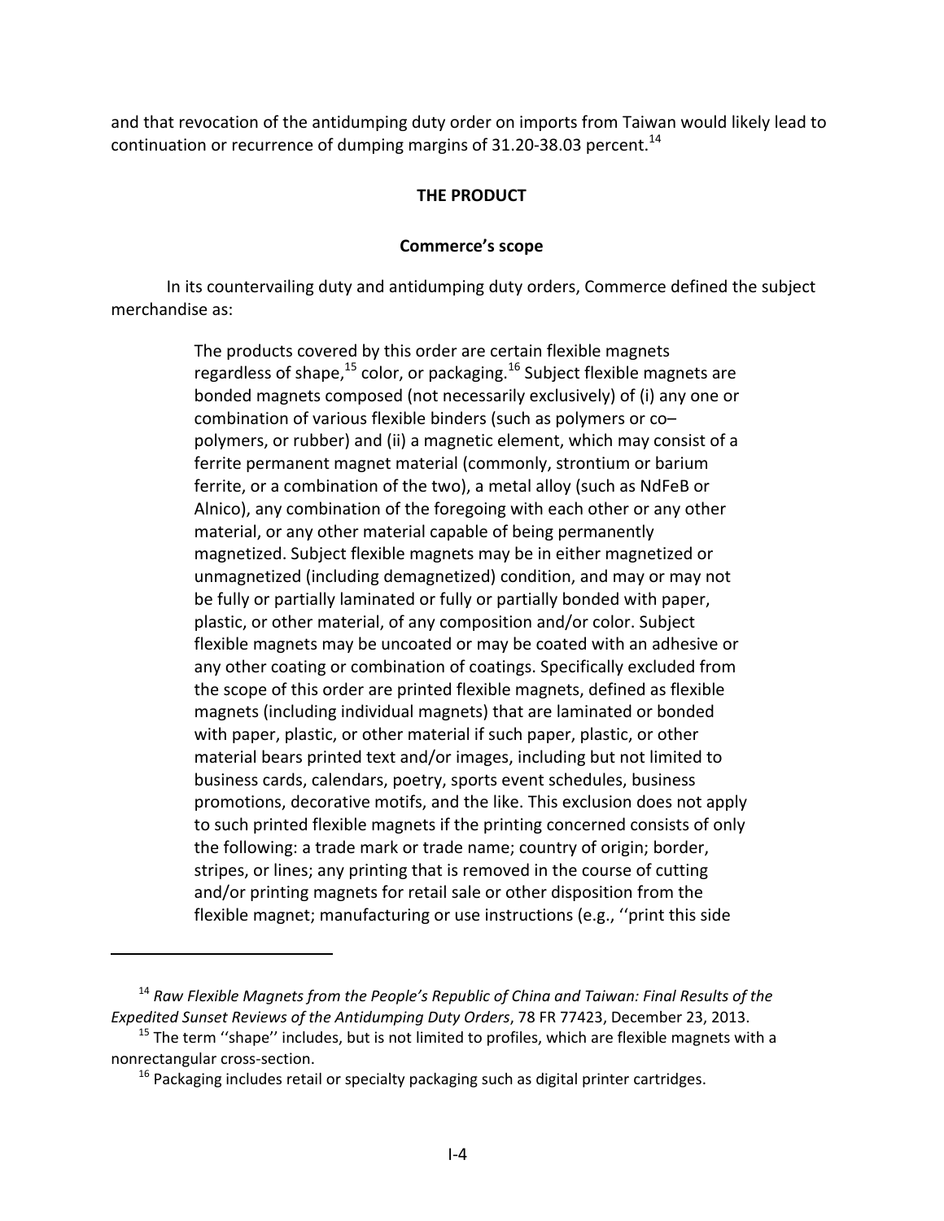and that revocation of the antidumping duty order on imports from Taiwan would likely lead to continuation or recurrence of dumping margins of 31.20-38.03 percent.[14]

## THE PRODUCT

### Commerce's scope

In its countervailing duty and antidumping duty orders, Commerce defined the subject merchandise as:

> The products covered by this order are certain flexible magnets regardless of shape,[15] color, or packaging.[16] Subject flexible magnets are bonded magnets composed (not necessarily exclusively) of (i) any one or combination of various flexible binders (such as polymers or co–polymers, or rubber) and (ii) a magnetic element, which may consist of a ferrite permanent magnet material (commonly, strontium or barium ferrite, or a combination of the two), a metal alloy (such as NdFeB or Alnico), any combination of the foregoing with each other or any other material, or any other material capable of being permanently magnetized. Subject flexible magnets may be in either magnetized or unmagnetized (including demagnetized) condition, and may or may not be fully or partially laminated or fully or partially bonded with paper, plastic, or other material, of any composition and/or color. Subject flexible magnets may be uncoated or may be coated with an adhesive or any other coating or combination of coatings. Specifically excluded from the scope of this order are printed flexible magnets, defined as flexible magnets (including individual magnets) that are laminated or bonded with paper, plastic, or other material if such paper, plastic, or other material bears printed text and/or images, including but not limited to business cards, calendars, poetry, sports event schedules, business promotions, decorative motifs, and the like. This exclusion does not apply to such printed flexible magnets if the printing concerned consists of only the following: a trade mark or trade name; country of origin; border, stripes, or lines; any printing that is removed in the course of cutting and/or printing magnets for retail sale or other disposition from the flexible magnet; manufacturing or use instructions (e.g., ''print this side

---

[14] *Raw Flexible Magnets from the People's Republic of China and Taiwan: Final Results of the Expedited Sunset Reviews of the Antidumping Duty Orders*, 78 FR 77423, December 23, 2013.

[15] The term ''shape'' includes, but is not limited to profiles, which are flexible magnets with a nonrectangular cross-section.

[16] Packaging includes retail or specialty packaging such as digital printer cartridges.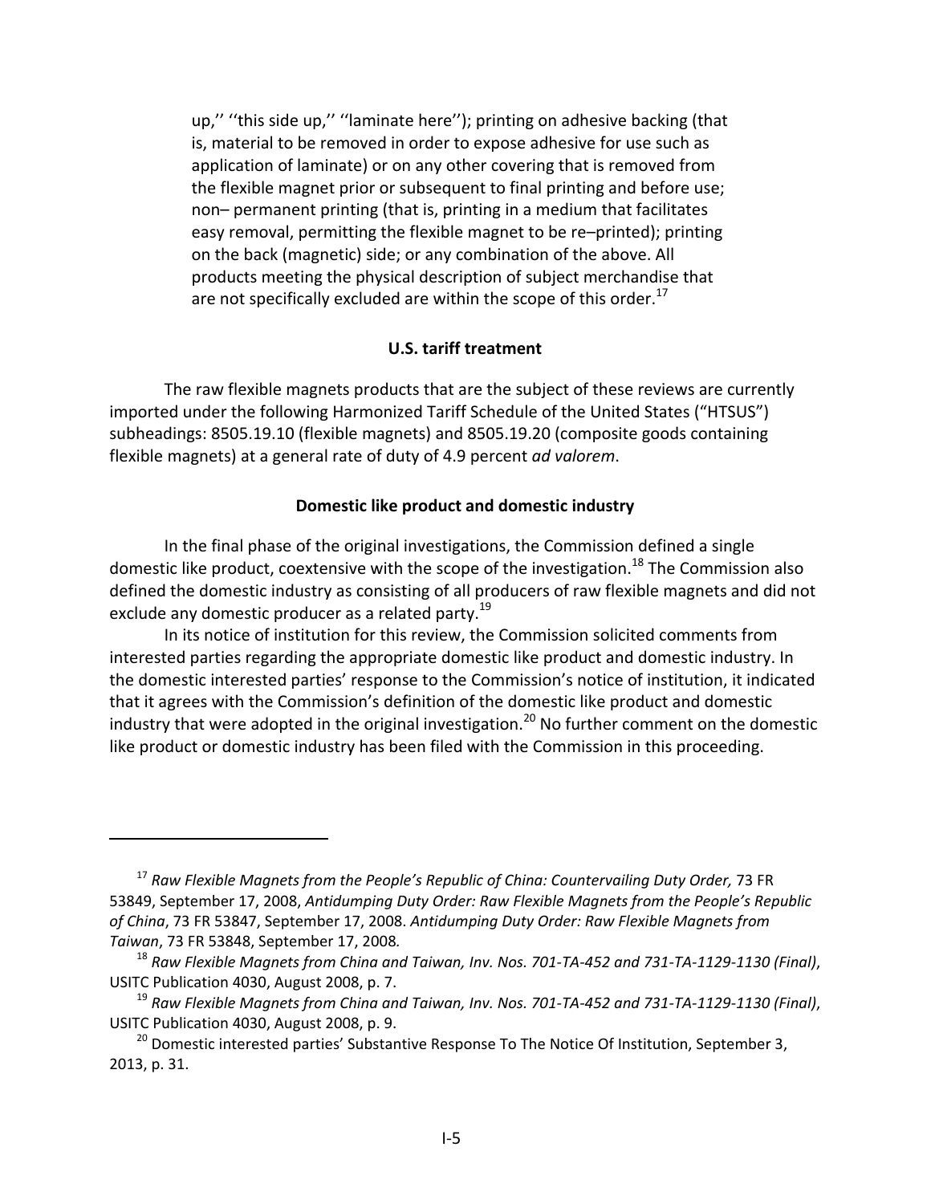up,'' ''this side up,'' ''laminate here''); printing on adhesive backing (that is, material to be removed in order to expose adhesive for use such as application of laminate) or on any other covering that is removed from the flexible magnet prior or subsequent to final printing and before use; non– permanent printing (that is, printing in a medium that facilitates easy removal, permitting the flexible magnet to be re–printed); printing on the back (magnetic) side; or any combination of the above. All products meeting the physical description of subject merchandise that are not specifically excluded are within the scope of this order.[17]

### U.S. tariff treatment

The raw flexible magnets products that are the subject of these reviews are currently imported under the following Harmonized Tariff Schedule of the United States ("HTSUS") subheadings: 8505.19.10 (flexible magnets) and 8505.19.20 (composite goods containing flexible magnets) at a general rate of duty of 4.9 percent *ad valorem*.

### Domestic like product and domestic industry

In the final phase of the original investigations, the Commission defined a single domestic like product, coextensive with the scope of the investigation.[18] The Commission also defined the domestic industry as consisting of all producers of raw flexible magnets and did not exclude any domestic producer as a related party.[19]

In its notice of institution for this review, the Commission solicited comments from interested parties regarding the appropriate domestic like product and domestic industry. In the domestic interested parties' response to the Commission's notice of institution, it indicated that it agrees with the Commission's definition of the domestic like product and domestic industry that were adopted in the original investigation.[20] No further comment on the domestic like product or domestic industry has been filed with the Commission in this proceeding.

---

[17] *Raw Flexible Magnets from the People's Republic of China: Countervailing Duty Order,* 73 FR 53849, September 17, 2008, *Antidumping Duty Order: Raw Flexible Magnets from the People's Republic of China*, 73 FR 53847, September 17, 2008. *Antidumping Duty Order: Raw Flexible Magnets from Taiwan*, 73 FR 53848, September 17, 2008*.*

[18] *Raw Flexible Magnets from China and Taiwan, Inv. Nos. 701-TA-452 and 731-TA-1129-1130 (Final)*, USITC Publication 4030, August 2008, p. 7.

[19] *Raw Flexible Magnets from China and Taiwan, Inv. Nos. 701-TA-452 and 731-TA-1129-1130 (Final)*, USITC Publication 4030, August 2008, p. 9.

[20] Domestic interested parties' Substantive Response To The Notice Of Institution, September 3, 2013, p. 31.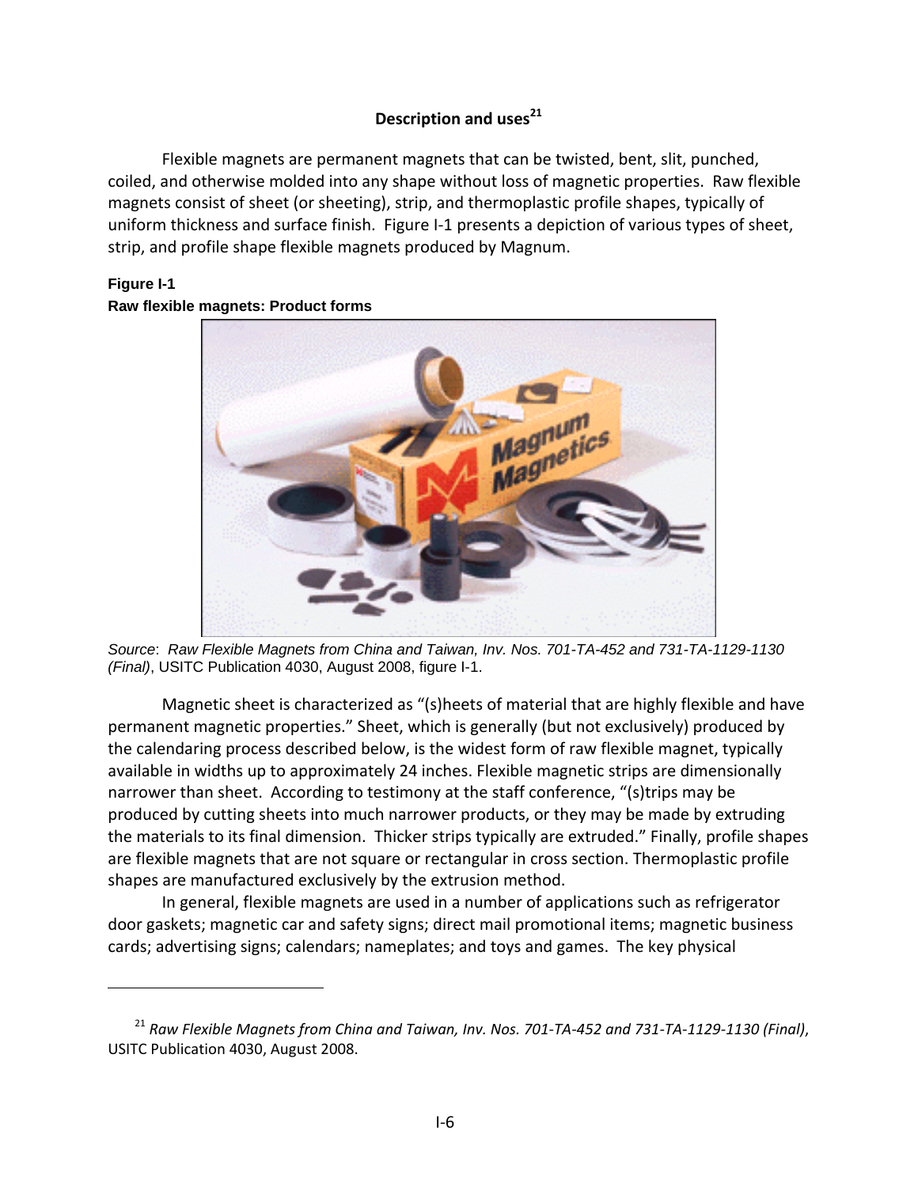### Description and uses[21]

Flexible magnets are permanent magnets that can be twisted, bent, slit, punched, coiled, and otherwise molded into any shape without loss of magnetic properties. Raw flexible magnets consist of sheet (or sheeting), strip, and thermoplastic profile shapes, typically of uniform thickness and surface finish. Figure I-1 presents a depiction of various types of sheet, strip, and profile shape flexible magnets produced by Magnum.

**Figure I-1**
**Raw flexible magnets: Product forms**

*Source*: *Raw Flexible Magnets from China and Taiwan, Inv. Nos. 701-TA-452 and 731-TA-1129-1130 (Final)*, USITC Publication 4030, August 2008, figure I-1.

Magnetic sheet is characterized as "(s)heets of material that are highly flexible and have permanent magnetic properties." Sheet, which is generally (but not exclusively) produced by the calendaring process described below, is the widest form of raw flexible magnet, typically available in widths up to approximately 24 inches. Flexible magnetic strips are dimensionally narrower than sheet. According to testimony at the staff conference, "(s)trips may be produced by cutting sheets into much narrower products, or they may be made by extruding the materials to its final dimension. Thicker strips typically are extruded." Finally, profile shapes are flexible magnets that are not square or rectangular in cross section. Thermoplastic profile shapes are manufactured exclusively by the extrusion method.

In general, flexible magnets are used in a number of applications such as refrigerator door gaskets; magnetic car and safety signs; direct mail promotional items; magnetic business cards; advertising signs; calendars; nameplates; and toys and games. The key physical

[21] *Raw Flexible Magnets from China and Taiwan, Inv. Nos. 701-TA-452 and 731-TA-1129-1130 (Final)*, USITC Publication 4030, August 2008.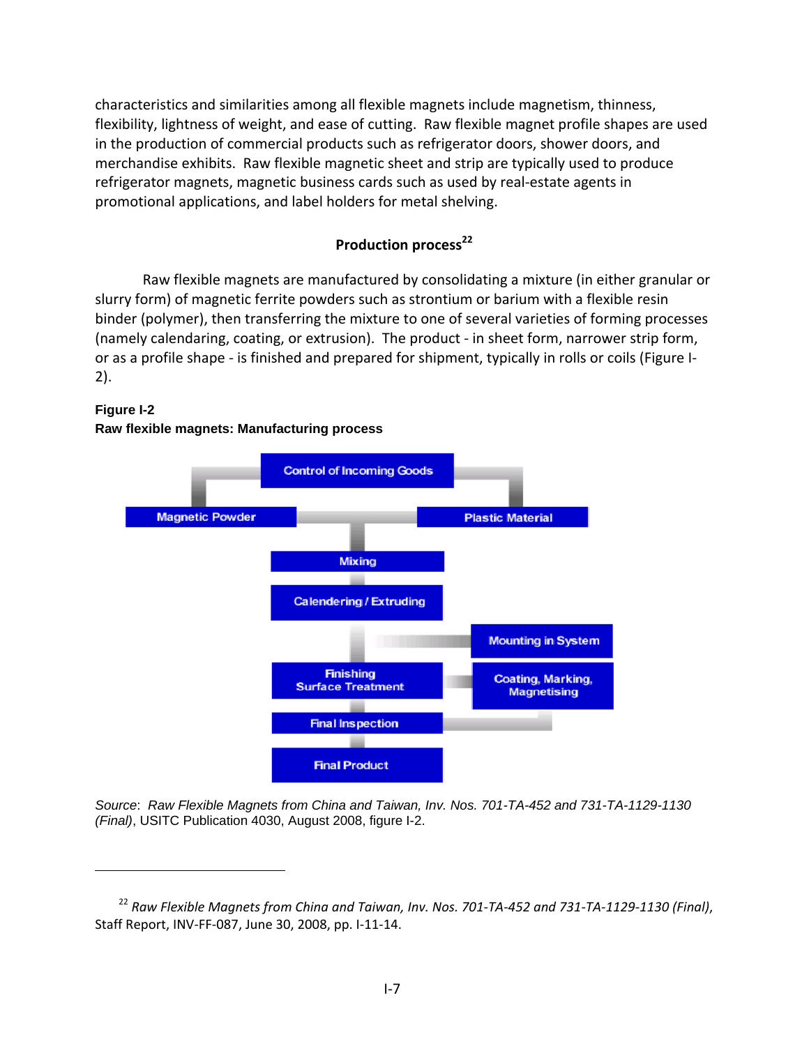characteristics and similarities among all flexible magnets include magnetism, thinness, flexibility, lightness of weight, and ease of cutting. Raw flexible magnet profile shapes are used in the production of commercial products such as refrigerator doors, shower doors, and merchandise exhibits. Raw flexible magnetic sheet and strip are typically used to produce refrigerator magnets, magnetic business cards such as used by real-estate agents in promotional applications, and label holders for metal shelving.

## Production process[22]

Raw flexible magnets are manufactured by consolidating a mixture (in either granular or slurry form) of magnetic ferrite powders such as strontium or barium with a flexible resin binder (polymer), then transferring the mixture to one of several varieties of forming processes (namely calendaring, coating, or extrusion). The product - in sheet form, narrower strip form, or as a profile shape - is finished and prepared for shipment, typically in rolls or coils (Figure I-2).

**Figure I-2**
**Raw flexible magnets: Manufacturing process**

Control of Incoming Goods

Magnetic Powder | Plastic Material

Mixing

Calendering / Extruding

Mounting in System

Finishing
Surface Treatment

Coating, Marking, Magnetising

Final Inspection

Final Product

*Source*: *Raw Flexible Magnets from China and Taiwan, Inv. Nos. 701-TA-452 and 731-TA-1129-1130 (Final)*, USITC Publication 4030, August 2008, figure I-2.

---

[22] *Raw Flexible Magnets from China and Taiwan, Inv. Nos. 701-TA-452 and 731-TA-1129-1130 (Final)*, Staff Report, INV-FF-087, June 30, 2008, pp. I-11-14.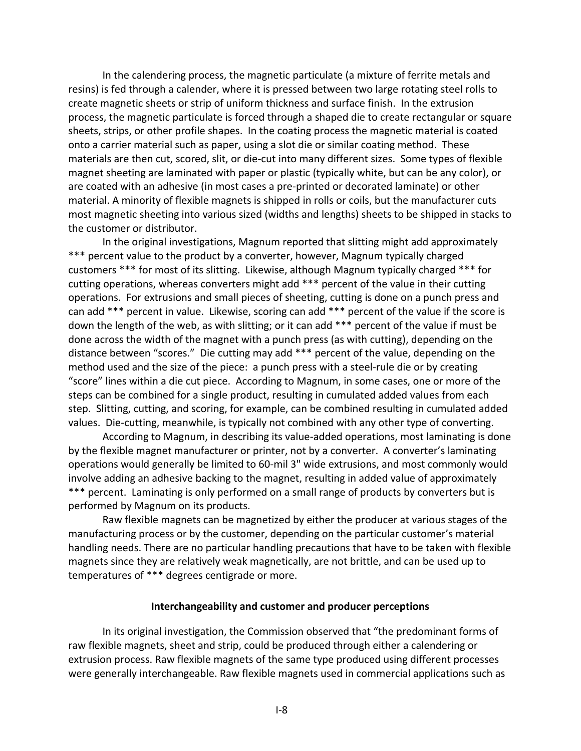In the calendering process, the magnetic particulate (a mixture of ferrite metals and resins) is fed through a calender, where it is pressed between two large rotating steel rolls to create magnetic sheets or strip of uniform thickness and surface finish. In the extrusion process, the magnetic particulate is forced through a shaped die to create rectangular or square sheets, strips, or other profile shapes. In the coating process the magnetic material is coated onto a carrier material such as paper, using a slot die or similar coating method. These materials are then cut, scored, slit, or die-cut into many different sizes. Some types of flexible magnet sheeting are laminated with paper or plastic (typically white, but can be any color), or are coated with an adhesive (in most cases a pre-printed or decorated laminate) or other material. A minority of flexible magnets is shipped in rolls or coils, but the manufacturer cuts most magnetic sheeting into various sized (widths and lengths) sheets to be shipped in stacks to the customer or distributor.

In the original investigations, Magnum reported that slitting might add approximately *** percent value to the product by a converter, however, Magnum typically charged customers *** for most of its slitting. Likewise, although Magnum typically charged *** for cutting operations, whereas converters might add *** percent of the value in their cutting operations. For extrusions and small pieces of sheeting, cutting is done on a punch press and can add *** percent in value. Likewise, scoring can add *** percent of the value if the score is down the length of the web, as with slitting; or it can add *** percent of the value if must be done across the width of the magnet with a punch press (as with cutting), depending on the distance between "scores." Die cutting may add *** percent of the value, depending on the method used and the size of the piece: a punch press with a steel-rule die or by creating "score" lines within a die cut piece. According to Magnum, in some cases, one or more of the steps can be combined for a single product, resulting in cumulated added values from each step. Slitting, cutting, and scoring, for example, can be combined resulting in cumulated added values. Die-cutting, meanwhile, is typically not combined with any other type of converting.

According to Magnum, in describing its value-added operations, most laminating is done by the flexible magnet manufacturer or printer, not by a converter. A converter's laminating operations would generally be limited to 60-mil 3" wide extrusions, and most commonly would involve adding an adhesive backing to the magnet, resulting in added value of approximately *** percent. Laminating is only performed on a small range of products by converters but is performed by Magnum on its products.

Raw flexible magnets can be magnetized by either the producer at various stages of the manufacturing process or by the customer, depending on the particular customer's material handling needs. There are no particular handling precautions that have to be taken with flexible magnets since they are relatively weak magnetically, are not brittle, and can be used up to temperatures of *** degrees centigrade or more.

**Interchangeability and customer and producer perceptions**

In its original investigation, the Commission observed that "the predominant forms of raw flexible magnets, sheet and strip, could be produced through either a calendering or extrusion process. Raw flexible magnets of the same type produced using different processes were generally interchangeable. Raw flexible magnets used in commercial applications such as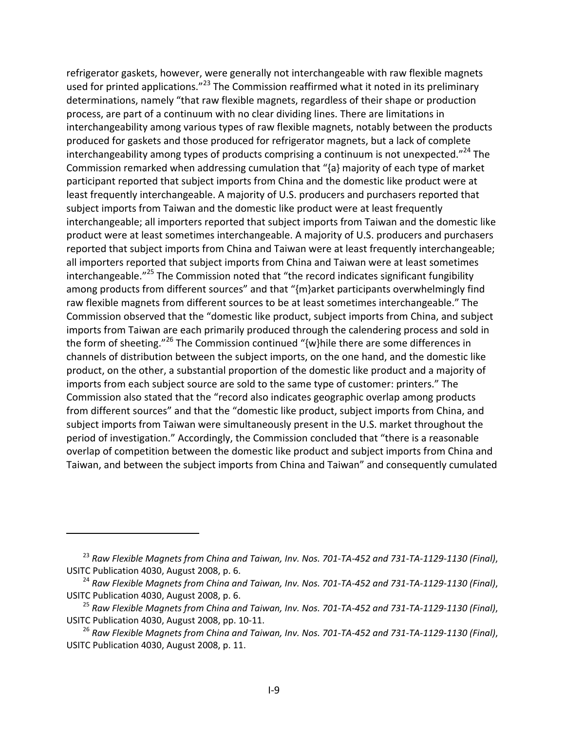refrigerator gaskets, however, were generally not interchangeable with raw flexible magnets used for printed applications."[23] The Commission reaffirmed what it noted in its preliminary determinations, namely "that raw flexible magnets, regardless of their shape or production process, are part of a continuum with no clear dividing lines. There are limitations in interchangeability among various types of raw flexible magnets, notably between the products produced for gaskets and those produced for refrigerator magnets, but a lack of complete interchangeability among types of products comprising a continuum is not unexpected."[24] The Commission remarked when addressing cumulation that "{a} majority of each type of market participant reported that subject imports from China and the domestic like product were at least frequently interchangeable. A majority of U.S. producers and purchasers reported that subject imports from Taiwan and the domestic like product were at least frequently interchangeable; all importers reported that subject imports from Taiwan and the domestic like product were at least sometimes interchangeable. A majority of U.S. producers and purchasers reported that subject imports from China and Taiwan were at least frequently interchangeable; all importers reported that subject imports from China and Taiwan were at least sometimes interchangeable."[25] The Commission noted that "the record indicates significant fungibility among products from different sources" and that "{m}arket participants overwhelmingly find raw flexible magnets from different sources to be at least sometimes interchangeable." The Commission observed that the "domestic like product, subject imports from China, and subject imports from Taiwan are each primarily produced through the calendering process and sold in the form of sheeting."[26] The Commission continued "{w}hile there are some differences in channels of distribution between the subject imports, on the one hand, and the domestic like product, on the other, a substantial proportion of the domestic like product and a majority of imports from each subject source are sold to the same type of customer: printers." The Commission also stated that the "record also indicates geographic overlap among products from different sources" and that the "domestic like product, subject imports from China, and subject imports from Taiwan were simultaneously present in the U.S. market throughout the period of investigation." Accordingly, the Commission concluded that "there is a reasonable overlap of competition between the domestic like product and subject imports from China and Taiwan, and between the subject imports from China and Taiwan" and consequently cumulated

---

[23] *Raw Flexible Magnets from China and Taiwan, Inv. Nos. 701-TA-452 and 731-TA-1129-1130 (Final)*, USITC Publication 4030, August 2008, p. 6.

[24] *Raw Flexible Magnets from China and Taiwan, Inv. Nos. 701-TA-452 and 731-TA-1129-1130 (Final)*, USITC Publication 4030, August 2008, p. 6.

[25] *Raw Flexible Magnets from China and Taiwan, Inv. Nos. 701-TA-452 and 731-TA-1129-1130 (Final)*, USITC Publication 4030, August 2008, pp. 10-11.

[26] *Raw Flexible Magnets from China and Taiwan, Inv. Nos. 701-TA-452 and 731-TA-1129-1130 (Final)*, USITC Publication 4030, August 2008, p. 11.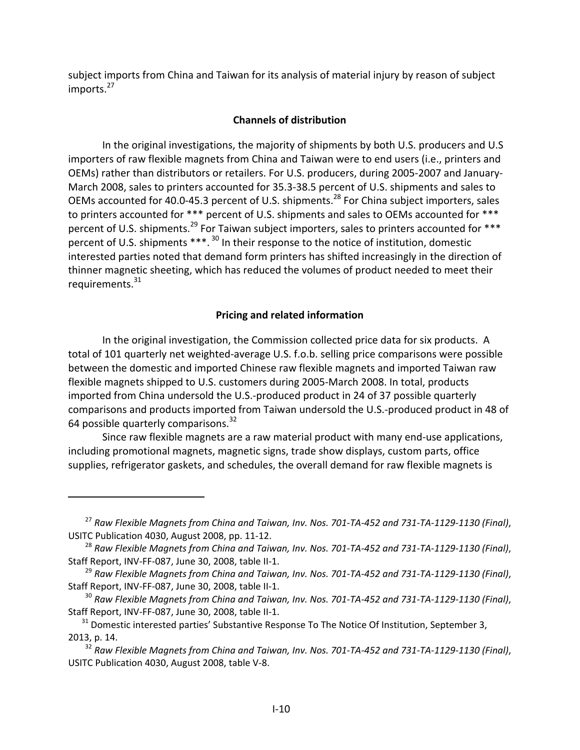subject imports from China and Taiwan for its analysis of material injury by reason of subject imports.[27]

### Channels of distribution

In the original investigations, the majority of shipments by both U.S. producers and U.S importers of raw flexible magnets from China and Taiwan were to end users (i.e., printers and OEMs) rather than distributors or retailers. For U.S. producers, during 2005-2007 and January-March 2008, sales to printers accounted for 35.3-38.5 percent of U.S. shipments and sales to OEMs accounted for 40.0-45.3 percent of U.S. shipments.[28] For China subject importers, sales to printers accounted for *** percent of U.S. shipments and sales to OEMs accounted for *** percent of U.S. shipments.[29] For Taiwan subject importers, sales to printers accounted for *** percent of U.S. shipments ***.[30] In their response to the notice of institution, domestic interested parties noted that demand form printers has shifted increasingly in the direction of thinner magnetic sheeting, which has reduced the volumes of product needed to meet their requirements.[31]

### Pricing and related information

In the original investigation, the Commission collected price data for six products. A total of 101 quarterly net weighted-average U.S. f.o.b. selling price comparisons were possible between the domestic and imported Chinese raw flexible magnets and imported Taiwan raw flexible magnets shipped to U.S. customers during 2005-March 2008. In total, products imported from China undersold the U.S.-produced product in 24 of 37 possible quarterly comparisons and products imported from Taiwan undersold the U.S.-produced product in 48 of 64 possible quarterly comparisons.[32]

Since raw flexible magnets are a raw material product with many end-use applications, including promotional magnets, magnetic signs, trade show displays, custom parts, office supplies, refrigerator gaskets, and schedules, the overall demand for raw flexible magnets is

---

[27] *Raw Flexible Magnets from China and Taiwan, Inv. Nos. 701-TA-452 and 731-TA-1129-1130 (Final)*, USITC Publication 4030, August 2008, pp. 11-12.

[28] *Raw Flexible Magnets from China and Taiwan, Inv. Nos. 701-TA-452 and 731-TA-1129-1130 (Final)*, Staff Report, INV-FF-087, June 30, 2008, table II-1.

[29] *Raw Flexible Magnets from China and Taiwan, Inv. Nos. 701-TA-452 and 731-TA-1129-1130 (Final)*, Staff Report, INV-FF-087, June 30, 2008, table II-1.

[30] *Raw Flexible Magnets from China and Taiwan, Inv. Nos. 701-TA-452 and 731-TA-1129-1130 (Final)*, Staff Report, INV-FF-087, June 30, 2008, table II-1.

[31] Domestic interested parties' Substantive Response To The Notice Of Institution, September 3, 2013, p. 14.

[32] *Raw Flexible Magnets from China and Taiwan, Inv. Nos. 701-TA-452 and 731-TA-1129-1130 (Final)*, USITC Publication 4030, August 2008, table V-8.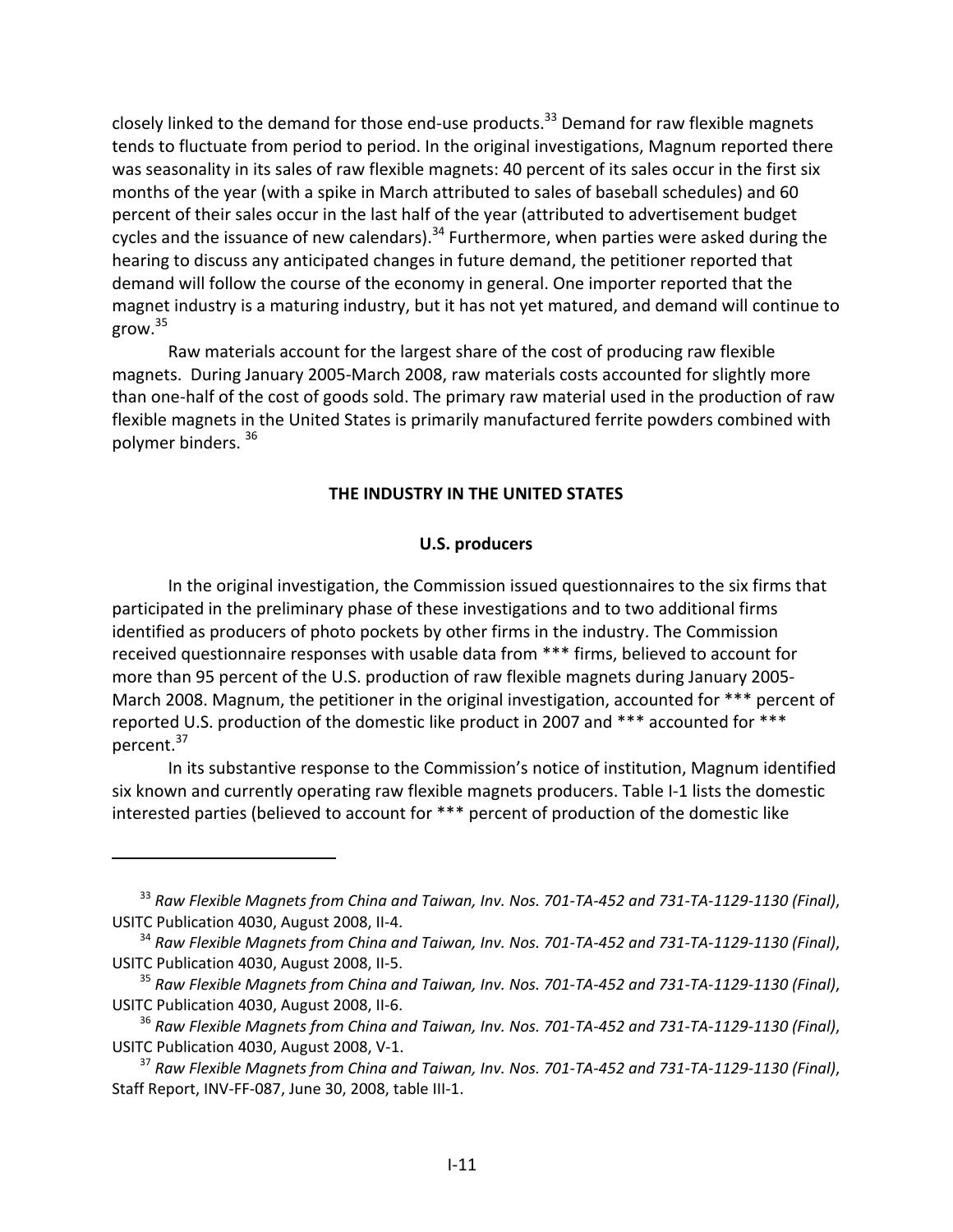closely linked to the demand for those end-use products.[33] Demand for raw flexible magnets tends to fluctuate from period to period. In the original investigations, Magnum reported there was seasonality in its sales of raw flexible magnets: 40 percent of its sales occur in the first six months of the year (with a spike in March attributed to sales of baseball schedules) and 60 percent of their sales occur in the last half of the year (attributed to advertisement budget cycles and the issuance of new calendars).[34] Furthermore, when parties were asked during the hearing to discuss any anticipated changes in future demand, the petitioner reported that demand will follow the course of the economy in general. One importer reported that the magnet industry is a maturing industry, but it has not yet matured, and demand will continue to grow.[35]

Raw materials account for the largest share of the cost of producing raw flexible magnets. During January 2005-March 2008, raw materials costs accounted for slightly more than one-half of the cost of goods sold. The primary raw material used in the production of raw flexible magnets in the United States is primarily manufactured ferrite powders combined with polymer binders.[36]

## THE INDUSTRY IN THE UNITED STATES

### U.S. producers

In the original investigation, the Commission issued questionnaires to the six firms that participated in the preliminary phase of these investigations and to two additional firms identified as producers of photo pockets by other firms in the industry. The Commission received questionnaire responses with usable data from *** firms, believed to account for more than 95 percent of the U.S. production of raw flexible magnets during January 2005-March 2008. Magnum, the petitioner in the original investigation, accounted for *** percent of reported U.S. production of the domestic like product in 2007 and *** accounted for *** percent.[37]

In its substantive response to the Commission's notice of institution, Magnum identified six known and currently operating raw flexible magnets producers. Table I-1 lists the domestic interested parties (believed to account for *** percent of production of the domestic like

---

[33] *Raw Flexible Magnets from China and Taiwan, Inv. Nos. 701-TA-452 and 731-TA-1129-1130 (Final)*, USITC Publication 4030, August 2008, II-4.

[34] *Raw Flexible Magnets from China and Taiwan, Inv. Nos. 701-TA-452 and 731-TA-1129-1130 (Final)*, USITC Publication 4030, August 2008, II-5.

[35] *Raw Flexible Magnets from China and Taiwan, Inv. Nos. 701-TA-452 and 731-TA-1129-1130 (Final)*, USITC Publication 4030, August 2008, II-6.

[36] *Raw Flexible Magnets from China and Taiwan, Inv. Nos. 701-TA-452 and 731-TA-1129-1130 (Final)*, USITC Publication 4030, August 2008, V-1.

[37] *Raw Flexible Magnets from China and Taiwan, Inv. Nos. 701-TA-452 and 731-TA-1129-1130 (Final)*, Staff Report, INV-FF-087, June 30, 2008, table III-1.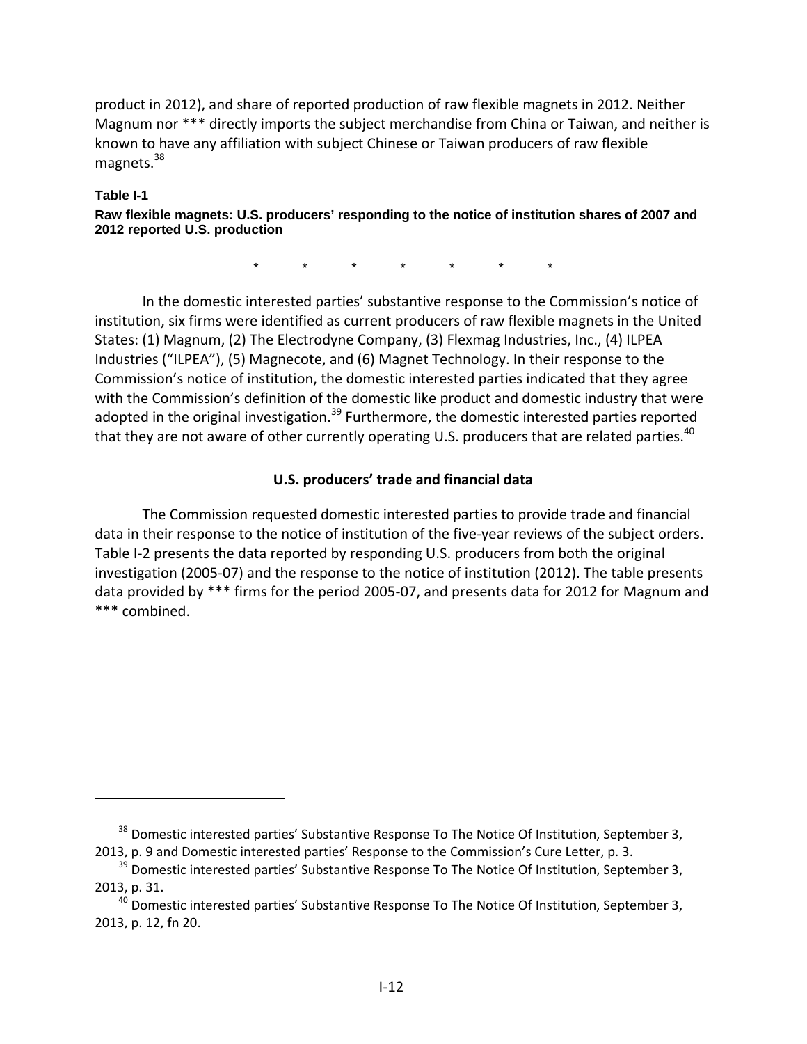product in 2012), and share of reported production of raw flexible magnets in 2012. Neither Magnum nor *** directly imports the subject merchandise from China or Taiwan, and neither is known to have any affiliation with subject Chinese or Taiwan producers of raw flexible magnets.[38]

**Table I-1**
**Raw flexible magnets: U.S. producers' responding to the notice of institution shares of 2007 and 2012 reported U.S. production**

\* \* \* \* \* \* \*

In the domestic interested parties' substantive response to the Commission's notice of institution, six firms were identified as current producers of raw flexible magnets in the United States: (1) Magnum, (2) The Electrodyne Company, (3) Flexmag Industries, Inc., (4) ILPEA Industries ("ILPEA"), (5) Magnecote, and (6) Magnet Technology. In their response to the Commission's notice of institution, the domestic interested parties indicated that they agree with the Commission's definition of the domestic like product and domestic industry that were adopted in the original investigation.[39] Furthermore, the domestic interested parties reported that they are not aware of other currently operating U.S. producers that are related parties.[40]

### U.S. producers' trade and financial data

The Commission requested domestic interested parties to provide trade and financial data in their response to the notice of institution of the five-year reviews of the subject orders. Table I-2 presents the data reported by responding U.S. producers from both the original investigation (2005-07) and the response to the notice of institution (2012). The table presents data provided by *** firms for the period 2005-07, and presents data for 2012 for Magnum and *** combined.

---

[38] Domestic interested parties' Substantive Response To The Notice Of Institution, September 3, 2013, p. 9 and Domestic interested parties' Response to the Commission's Cure Letter, p. 3.

[39] Domestic interested parties' Substantive Response To The Notice Of Institution, September 3, 2013, p. 31.

[40] Domestic interested parties' Substantive Response To The Notice Of Institution, September 3, 2013, p. 12, fn 20.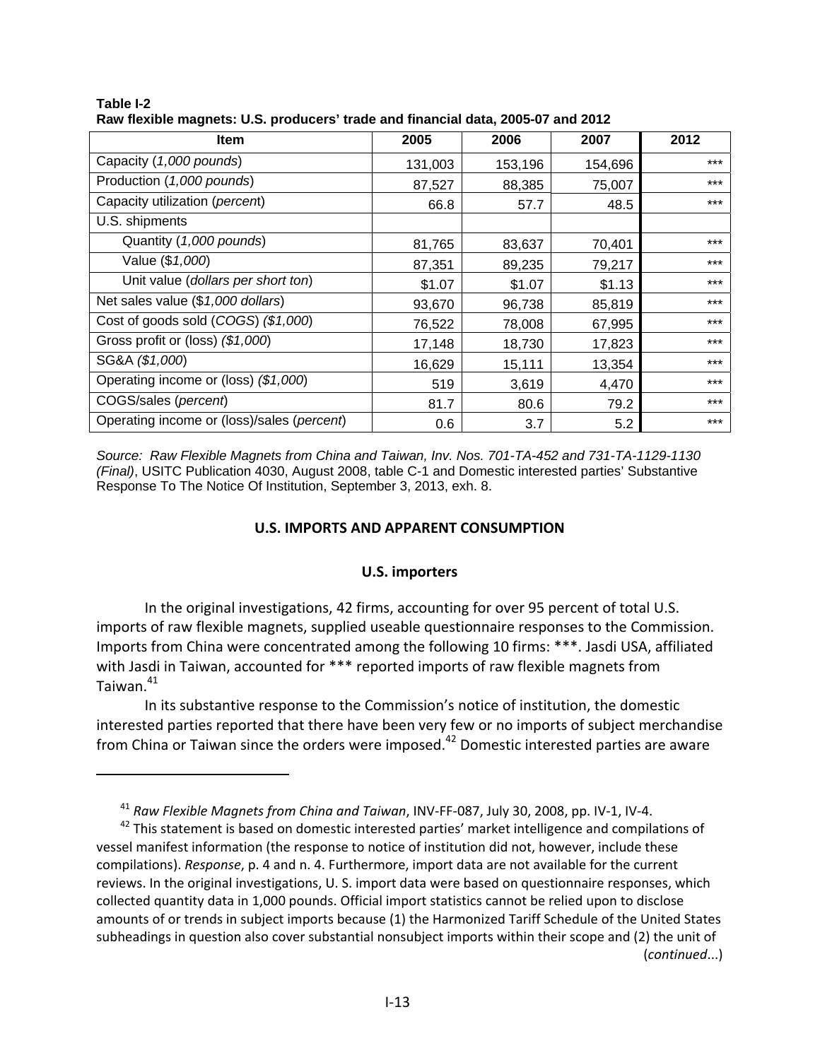**Table I-2**
**Raw flexible magnets: U.S. producers' trade and financial data, 2005-07 and 2012**

| Item | 2005 | 2006 | 2007 | 2012 |
|---|---|---|---|---|
| Capacity (*1,000 pounds*) | 131,003 | 153,196 | 154,696 | *** |
| Production (*1,000 pounds*) | 87,527 | 88,385 | 75,007 | *** |
| Capacity utilization (*percent*) | 66.8 | 57.7 | 48.5 | *** |
| U.S. shipments | | | | |
| Quantity (*1,000 pounds*) | 81,765 | 83,637 | 70,401 | *** |
| Value ($*1,000*) | 87,351 | 89,235 | 79,217 | *** |
| Unit value (*dollars per short ton*) | $1.07 | $1.07 | $1.13 | *** |
| Net sales value ($*1,000 dollars*) | 93,670 | 96,738 | 85,819 | *** |
| Cost of goods sold (*COGS*) *($1,000)* | 76,522 | 78,008 | 67,995 | *** |
| Gross profit or (loss) *($1,000)* | 17,148 | 18,730 | 17,823 | *** |
| SG&A *($1,000)* | 16,629 | 15,111 | 13,354 | *** |
| Operating income or (loss) *($1,000)* | 519 | 3,619 | 4,470 | *** |
| COGS/sales (*percent*) | 81.7 | 80.6 | 79.2 | *** |
| Operating income or (loss)/sales (*percent*) | 0.6 | 3.7 | 5.2 | *** |

*Source: Raw Flexible Magnets from China and Taiwan, Inv. Nos. 701-TA-452 and 731-TA-1129-1130 (Final)*, USITC Publication 4030, August 2008, table C-1 and Domestic interested parties' Substantive Response To The Notice Of Institution, September 3, 2013, exh. 8.

## U.S. IMPORTS AND APPARENT CONSUMPTION

### U.S. importers

In the original investigations, 42 firms, accounting for over 95 percent of total U.S. imports of raw flexible magnets, supplied useable questionnaire responses to the Commission. Imports from China were concentrated among the following 10 firms: ***. Jasdi USA, affiliated with Jasdi in Taiwan, accounted for *** reported imports of raw flexible magnets from Taiwan.[41]

In its substantive response to the Commission's notice of institution, the domestic interested parties reported that there have been very few or no imports of subject merchandise from China or Taiwan since the orders were imposed.[42] Domestic interested parties are aware

---

[41] *Raw Flexible Magnets from China and Taiwan*, INV-FF-087, July 30, 2008, pp. IV-1, IV-4.

[42] This statement is based on domestic interested parties' market intelligence and compilations of vessel manifest information (the response to notice of institution did not, however, include these compilations). *Response*, p. 4 and n. 4. Furthermore, import data are not available for the current reviews. In the original investigations, U. S. import data were based on questionnaire responses, which collected quantity data in 1,000 pounds. Official import statistics cannot be relied upon to disclose amounts of or trends in subject imports because (1) the Harmonized Tariff Schedule of the United States subheadings in question also cover substantial nonsubject imports within their scope and (2) the unit of (*continued*...)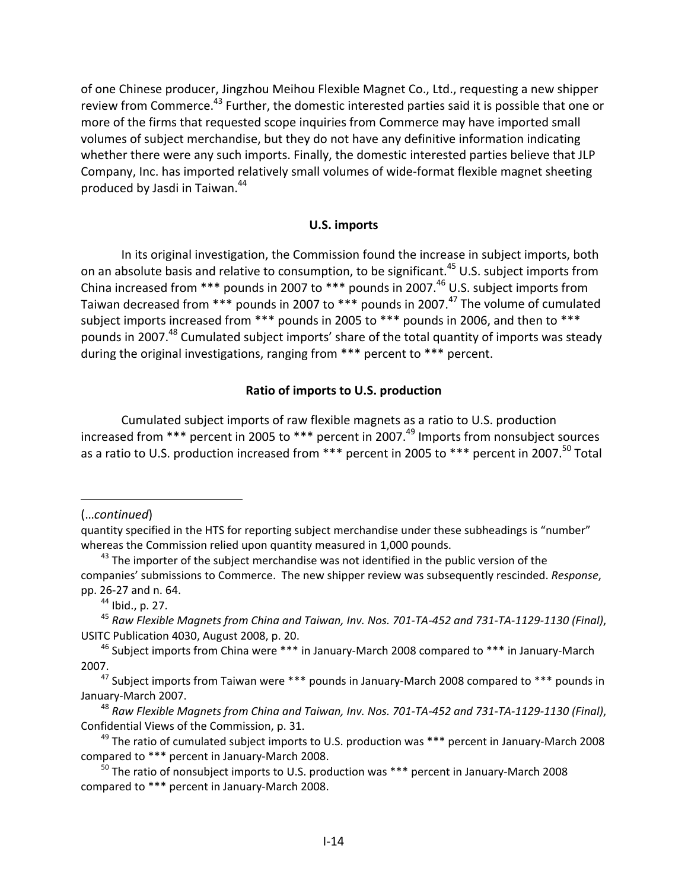of one Chinese producer, Jingzhou Meihou Flexible Magnet Co., Ltd., requesting a new shipper review from Commerce.[43] Further, the domestic interested parties said it is possible that one or more of the firms that requested scope inquiries from Commerce may have imported small volumes of subject merchandise, but they do not have any definitive information indicating whether there were any such imports. Finally, the domestic interested parties believe that JLP Company, Inc. has imported relatively small volumes of wide-format flexible magnet sheeting produced by Jasdi in Taiwan.[44]

### U.S. imports

In its original investigation, the Commission found the increase in subject imports, both on an absolute basis and relative to consumption, to be significant.[45] U.S. subject imports from China increased from *** pounds in 2007 to *** pounds in 2007.[46] U.S. subject imports from Taiwan decreased from *** pounds in 2007 to *** pounds in 2007.[47] The volume of cumulated subject imports increased from *** pounds in 2005 to *** pounds in 2006, and then to *** pounds in 2007.[48] Cumulated subject imports' share of the total quantity of imports was steady during the original investigations, ranging from *** percent to *** percent.

### Ratio of imports to U.S. production

Cumulated subject imports of raw flexible magnets as a ratio to U.S. production increased from *** percent in 2005 to *** percent in 2007.[49] Imports from nonsubject sources as a ratio to U.S. production increased from *** percent in 2005 to *** percent in 2007.[50] Total

---

(…*continued*)

quantity specified in the HTS for reporting subject merchandise under these subheadings is "number" whereas the Commission relied upon quantity measured in 1,000 pounds.

[43] The importer of the subject merchandise was not identified in the public version of the companies' submissions to Commerce. The new shipper review was subsequently rescinded. *Response*, pp. 26-27 and n. 64.

[44] Ibid., p. 27.

[45] *Raw Flexible Magnets from China and Taiwan, Inv. Nos. 701-TA-452 and 731-TA-1129-1130 (Final)*, USITC Publication 4030, August 2008, p. 20.

[46] Subject imports from China were *** in January-March 2008 compared to *** in January-March 2007.

[47] Subject imports from Taiwan were *** pounds in January-March 2008 compared to *** pounds in January-March 2007.

[48] *Raw Flexible Magnets from China and Taiwan, Inv. Nos. 701-TA-452 and 731-TA-1129-1130 (Final)*, Confidential Views of the Commission, p. 31.

[49] The ratio of cumulated subject imports to U.S. production was *** percent in January-March 2008 compared to *** percent in January-March 2008.

[50] The ratio of nonsubject imports to U.S. production was *** percent in January-March 2008 compared to *** percent in January-March 2008.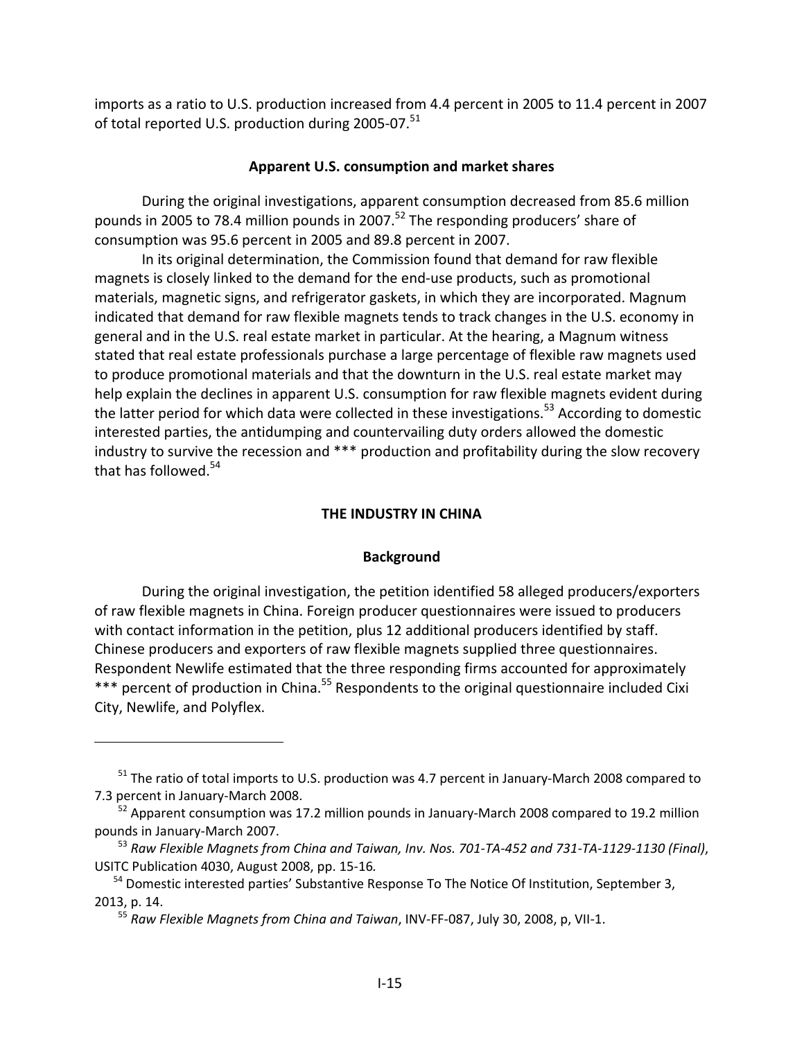imports as a ratio to U.S. production increased from 4.4 percent in 2005 to 11.4 percent in 2007 of total reported U.S. production during 2005-07.[51]

### Apparent U.S. consumption and market shares

During the original investigations, apparent consumption decreased from 85.6 million pounds in 2005 to 78.4 million pounds in 2007.[52] The responding producers' share of consumption was 95.6 percent in 2005 and 89.8 percent in 2007.

In its original determination, the Commission found that demand for raw flexible magnets is closely linked to the demand for the end-use products, such as promotional materials, magnetic signs, and refrigerator gaskets, in which they are incorporated. Magnum indicated that demand for raw flexible magnets tends to track changes in the U.S. economy in general and in the U.S. real estate market in particular. At the hearing, a Magnum witness stated that real estate professionals purchase a large percentage of flexible raw magnets used to produce promotional materials and that the downturn in the U.S. real estate market may help explain the declines in apparent U.S. consumption for raw flexible magnets evident during the latter period for which data were collected in these investigations.[53] According to domestic interested parties, the antidumping and countervailing duty orders allowed the domestic industry to survive the recession and *** production and profitability during the slow recovery that has followed.[54]

## THE INDUSTRY IN CHINA

### Background

During the original investigation, the petition identified 58 alleged producers/exporters of raw flexible magnets in China. Foreign producer questionnaires were issued to producers with contact information in the petition, plus 12 additional producers identified by staff. Chinese producers and exporters of raw flexible magnets supplied three questionnaires. Respondent Newlife estimated that the three responding firms accounted for approximately *** percent of production in China.[55] Respondents to the original questionnaire included Cixi City, Newlife, and Polyflex.

---

[51] The ratio of total imports to U.S. production was 4.7 percent in January-March 2008 compared to 7.3 percent in January-March 2008.

[52] Apparent consumption was 17.2 million pounds in January-March 2008 compared to 19.2 million pounds in January-March 2007.

[53] *Raw Flexible Magnets from China and Taiwan, Inv. Nos. 701-TA-452 and 731-TA-1129-1130 (Final)*, USITC Publication 4030, August 2008, pp. 15-16*.*

[54] Domestic interested parties' Substantive Response To The Notice Of Institution, September 3, 2013, p. 14.

[55] *Raw Flexible Magnets from China and Taiwan*, INV-FF-087, July 30, 2008, p, VII-1.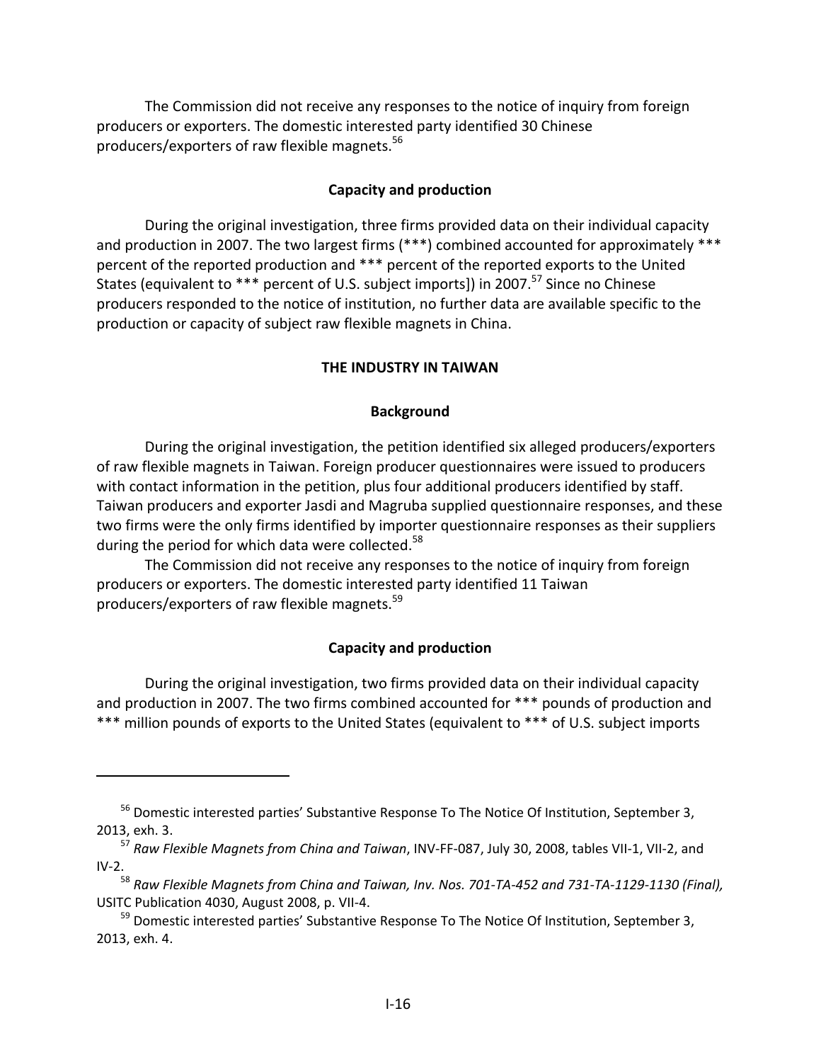The Commission did not receive any responses to the notice of inquiry from foreign producers or exporters. The domestic interested party identified 30 Chinese producers/exporters of raw flexible magnets.[56]

### Capacity and production

During the original investigation, three firms provided data on their individual capacity and production in 2007. The two largest firms (***) combined accounted for approximately *** percent of the reported production and *** percent of the reported exports to the United States (equivalent to *** percent of U.S. subject imports]) in 2007.[57] Since no Chinese producers responded to the notice of institution, no further data are available specific to the production or capacity of subject raw flexible magnets in China.

## THE INDUSTRY IN TAIWAN

### Background

During the original investigation, the petition identified six alleged producers/exporters of raw flexible magnets in Taiwan. Foreign producer questionnaires were issued to producers with contact information in the petition, plus four additional producers identified by staff. Taiwan producers and exporter Jasdi and Magruba supplied questionnaire responses, and these two firms were the only firms identified by importer questionnaire responses as their suppliers during the period for which data were collected.[58]

The Commission did not receive any responses to the notice of inquiry from foreign producers or exporters. The domestic interested party identified 11 Taiwan producers/exporters of raw flexible magnets.[59]

### Capacity and production

During the original investigation, two firms provided data on their individual capacity and production in 2007. The two firms combined accounted for *** pounds of production and *** million pounds of exports to the United States (equivalent to *** of U.S. subject imports

---

[56] Domestic interested parties' Substantive Response To The Notice Of Institution, September 3, 2013, exh. 3.

[57] *Raw Flexible Magnets from China and Taiwan*, INV-FF-087, July 30, 2008, tables VII-1, VII-2, and IV-2.

[58] *Raw Flexible Magnets from China and Taiwan, Inv. Nos. 701-TA-452 and 731-TA-1129-1130 (Final),* USITC Publication 4030, August 2008, p. VII-4.

[59] Domestic interested parties' Substantive Response To The Notice Of Institution, September 3, 2013, exh. 4.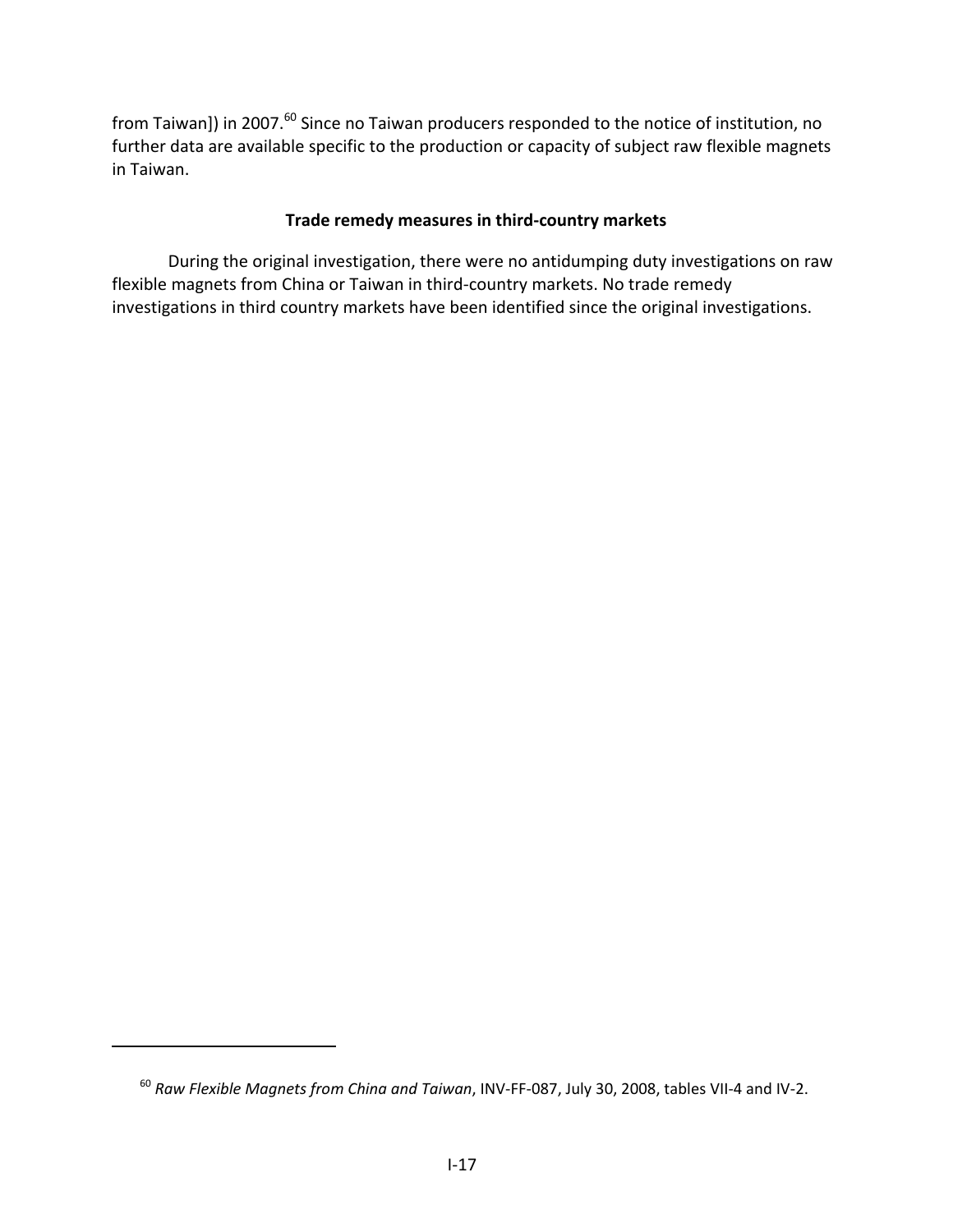from Taiwan]) in 2007.[60] Since no Taiwan producers responded to the notice of institution, no further data are available specific to the production or capacity of subject raw flexible magnets in Taiwan.

**Trade remedy measures in third-country markets**

During the original investigation, there were no antidumping duty investigations on raw flexible magnets from China or Taiwan in third-country markets. No trade remedy investigations in third country markets have been identified since the original investigations.

[60] *Raw Flexible Magnets from China and Taiwan*, INV-FF-087, July 30, 2008, tables VII-4 and IV-2.